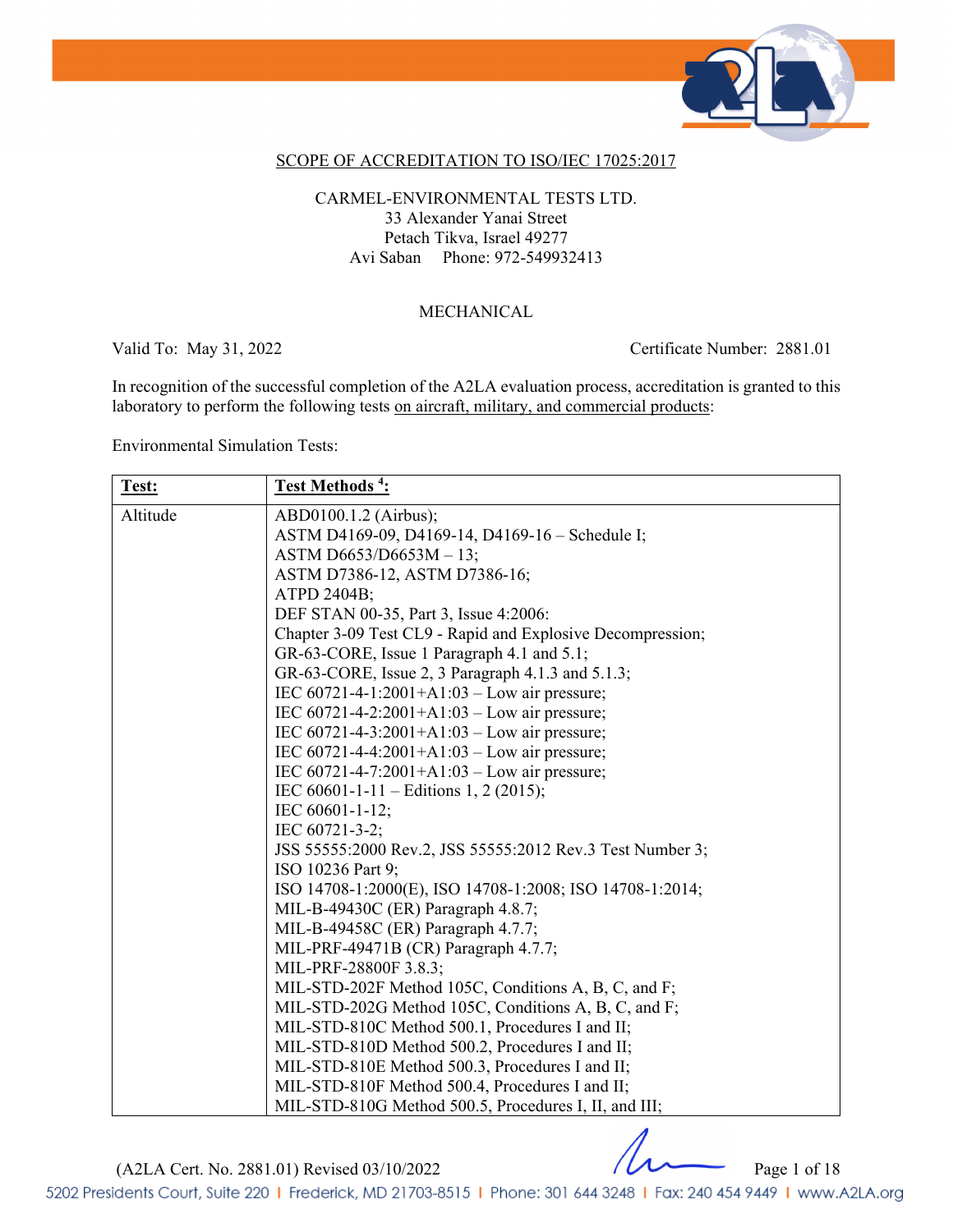SCOPE OF ACCREDITATION TO ISO/IEC 17025:2017

CARMEL-ENVIRONMENTAL TESTS LTD.
33 Alexander Yanai Street
Petach Tikva, Israel 49277
Avi Saban Phone: 972-549932413

MECHANICAL

Valid To: May 31, 2022 Certificate Number: 2881.01

In recognition of the successful completion of the A2LA evaluation process, accreditation is granted to this laboratory to perform the following tests on aircraft, military, and commercial products:

Environmental Simulation Tests:

| Test: | Test Methods [4]: |
|---|---|
| Altitude | ABD0100.1.2 (Airbus);<br>ASTM D4169-09, D4169-14, D4169-16 – Schedule I;<br>ASTM D6653/D6653M – 13;<br>ASTM D7386-12, ASTM D7386-16;<br>ATPD 2404B;<br>DEF STAN 00-35, Part 3, Issue 4:2006:<br>Chapter 3-09 Test CL9 - Rapid and Explosive Decompression;<br>GR-63-CORE, Issue 1 Paragraph 4.1 and 5.1;<br>GR-63-CORE, Issue 2, 3 Paragraph 4.1.3 and 5.1.3;<br>IEC 60721-4-1:2001+A1:03 – Low air pressure;<br>IEC 60721-4-2:2001+A1:03 – Low air pressure;<br>IEC 60721-4-3:2001+A1:03 – Low air pressure;<br>IEC 60721-4-4:2001+A1:03 – Low air pressure;<br>IEC 60721-4-7:2001+A1:03 – Low air pressure;<br>IEC 60601-1-11 – Editions 1, 2 (2015);<br>IEC 60601-1-12;<br>IEC 60721-3-2;<br>JSS 55555:2000 Rev.2, JSS 55555:2012 Rev.3 Test Number 3;<br>ISO 10236 Part 9;<br>ISO 14708-1:2000(E), ISO 14708-1:2008; ISO 14708-1:2014;<br>MIL-B-49430C (ER) Paragraph 4.8.7;<br>MIL-B-49458C (ER) Paragraph 4.7.7;<br>MIL-PRF-49471B (CR) Paragraph 4.7.7;<br>MIL-PRF-28800F 3.8.3;<br>MIL-STD-202F Method 105C, Conditions A, B, C, and F;<br>MIL-STD-202G Method 105C, Conditions A, B, C, and F;<br>MIL-STD-810C Method 500.1, Procedures I and II;<br>MIL-STD-810D Method 500.2, Procedures I and II;<br>MIL-STD-810E Method 500.3, Procedures I and II;<br>MIL-STD-810F Method 500.4, Procedures I and II;<br>MIL-STD-810G Method 500.5, Procedures I, II, and III; |

(A2LA Cert. No. 2881.01) Revised 03/10/2022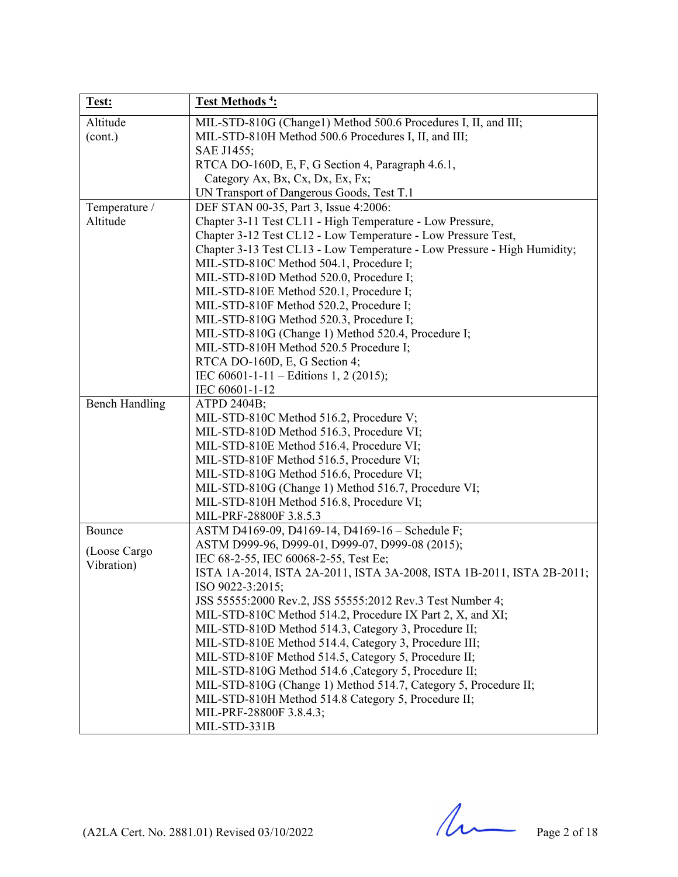| Test: | Test Methods [4]: |
|---|---|
| Altitude (cont.) | MIL-STD-810G (Change1) Method 500.6 Procedures I, II, and III;<br>MIL-STD-810H Method 500.6 Procedures I, II, and III;<br>SAE J1455;<br>RTCA DO-160D, E, F, G Section 4, Paragraph 4.6.1, Category Ax, Bx, Cx, Dx, Ex, Fx;<br>UN Transport of Dangerous Goods, Test T.1 |
| Temperature / Altitude | DEF STAN 00-35, Part 3, Issue 4:2006:<br>Chapter 3-11 Test CL11 - High Temperature - Low Pressure,<br>Chapter 3-12 Test CL12 - Low Temperature - Low Pressure Test,<br>Chapter 3-13 Test CL13 - Low Temperature - Low Pressure - High Humidity;<br>MIL-STD-810C Method 504.1, Procedure I;<br>MIL-STD-810D Method 520.0, Procedure I;<br>MIL-STD-810E Method 520.1, Procedure I;<br>MIL-STD-810F Method 520.2, Procedure I;<br>MIL-STD-810G Method 520.3, Procedure I;<br>MIL-STD-810G (Change 1) Method 520.4, Procedure I;<br>MIL-STD-810H Method 520.5 Procedure I;<br>RTCA DO-160D, E, G Section 4;<br>IEC 60601-1-11 – Editions 1, 2 (2015);<br>IEC 60601-1-12 |
| Bench Handling | ATPD 2404B;<br>MIL-STD-810C Method 516.2, Procedure V;<br>MIL-STD-810D Method 516.3, Procedure VI;<br>MIL-STD-810E Method 516.4, Procedure VI;<br>MIL-STD-810F Method 516.5, Procedure VI;<br>MIL-STD-810G Method 516.6, Procedure VI;<br>MIL-STD-810G (Change 1) Method 516.7, Procedure VI;<br>MIL-STD-810H Method 516.8, Procedure VI;<br>MIL-PRF-28800F 3.8.5.3 |
| Bounce<br><br>(Loose Cargo Vibration) | ASTM D4169-09, D4169-14, D4169-16 – Schedule F;<br>ASTM D999-96, D999-01, D999-07, D999-08 (2015);<br>IEC 68-2-55, IEC 60068-2-55, Test Ee;<br>ISTA 1A-2014, ISTA 2A-2011, ISTA 3A-2008, ISTA 1B-2011, ISTA 2B-2011;<br>ISO 9022-3:2015;<br>JSS 55555:2000 Rev.2, JSS 55555:2012 Rev.3 Test Number 4;<br>MIL-STD-810C Method 514.2, Procedure IX Part 2, X, and XI;<br>MIL-STD-810D Method 514.3, Category 3, Procedure II;<br>MIL-STD-810E Method 514.4, Category 3, Procedure III;<br>MIL-STD-810F Method 514.5, Category 5, Procedure II;<br>MIL-STD-810G Method 514.6 ,Category 5, Procedure II;<br>MIL-STD-810G (Change 1) Method 514.7, Category 5, Procedure II;<br>MIL-STD-810H Method 514.8 Category 5, Procedure II;<br>MIL-PRF-28800F 3.8.4.3;<br>MIL-STD-331B |

(A2LA Cert. No. 2881.01) Revised 03/10/2022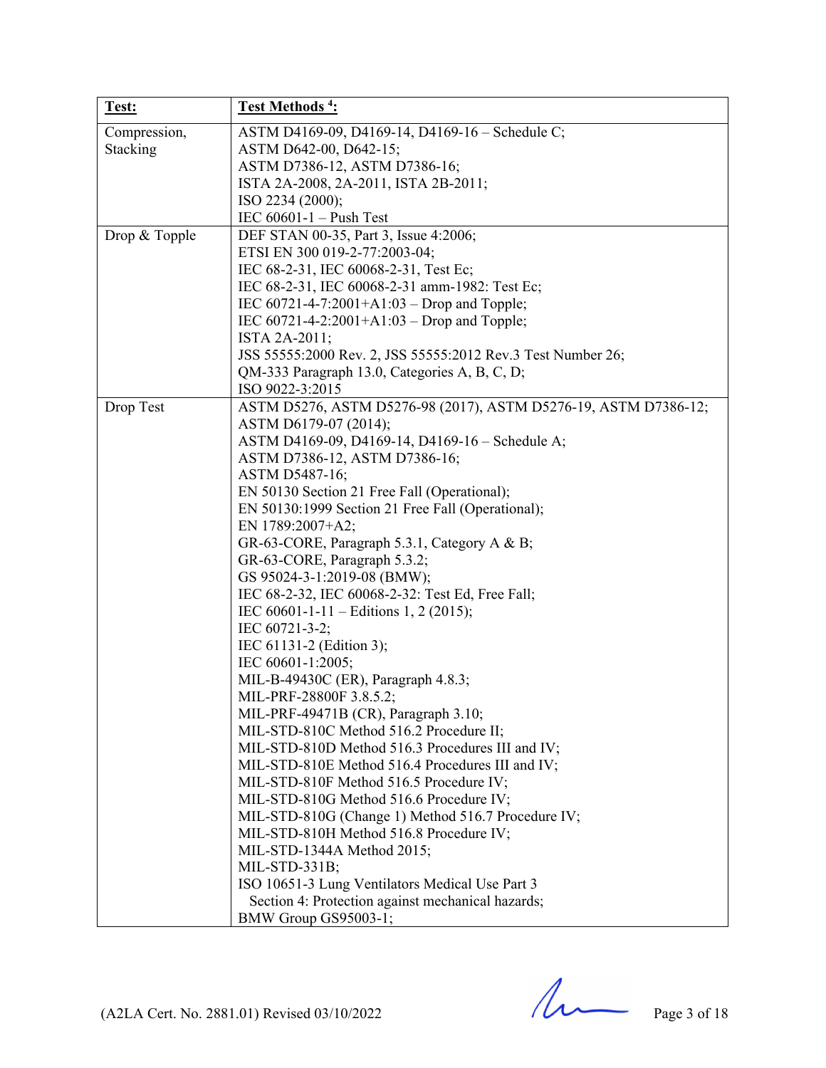| **Test:** | **Test Methods [4]:** |
| --- | --- |
| Compression, Stacking | ASTM D4169-09, D4169-14, D4169-16 – Schedule C;<br>ASTM D642-00, D642-15;<br>ASTM D7386-12, ASTM D7386-16;<br>ISTA 2A-2008, 2A-2011, ISTA 2B-2011;<br>ISO 2234 (2000);<br>IEC 60601-1 – Push Test |
| Drop & Topple | DEF STAN 00-35, Part 3, Issue 4:2006;<br>ETSI EN 300 019-2-77:2003-04;<br>IEC 68-2-31, IEC 60068-2-31, Test Ec;<br>IEC 68-2-31, IEC 60068-2-31 amm-1982: Test Ec;<br>IEC 60721-4-7:2001+A1:03 – Drop and Topple;<br>IEC 60721-4-2:2001+A1:03 – Drop and Topple;<br>ISTA 2A-2011;<br>JSS 55555:2000 Rev. 2, JSS 55555:2012 Rev.3 Test Number 26;<br>QM-333 Paragraph 13.0, Categories A, B, C, D;<br>ISO 9022-3:2015 |
| Drop Test | ASTM D5276, ASTM D5276-98 (2017), ASTM D5276-19, ASTM D7386-12;<br>ASTM D6179-07 (2014);<br>ASTM D4169-09, D4169-14, D4169-16 – Schedule A;<br>ASTM D7386-12, ASTM D7386-16;<br>ASTM D5487-16;<br>EN 50130 Section 21 Free Fall (Operational);<br>EN 50130:1999 Section 21 Free Fall (Operational);<br>EN 1789:2007+A2;<br>GR-63-CORE, Paragraph 5.3.1, Category A & B;<br>GR-63-CORE, Paragraph 5.3.2;<br>GS 95024-3-1:2019-08 (BMW);<br>IEC 68-2-32, IEC 60068-2-32: Test Ed, Free Fall;<br>IEC 60601-1-11 – Editions 1, 2 (2015);<br>IEC 60721-3-2;<br>IEC 61131-2 (Edition 3);<br>IEC 60601-1:2005;<br>MIL-B-49430C (ER), Paragraph 4.8.3;<br>MIL-PRF-28800F 3.8.5.2;<br>MIL-PRF-49471B (CR), Paragraph 3.10;<br>MIL-STD-810C Method 516.2 Procedure II;<br>MIL-STD-810D Method 516.3 Procedures III and IV;<br>MIL-STD-810E Method 516.4 Procedures III and IV;<br>MIL-STD-810F Method 516.5 Procedure IV;<br>MIL-STD-810G Method 516.6 Procedure IV;<br>MIL-STD-810G (Change 1) Method 516.7 Procedure IV;<br>MIL-STD-810H Method 516.8 Procedure IV;<br>MIL-STD-1344A Method 2015;<br>MIL-STD-331B;<br>ISO 10651-3 Lung Ventilators Medical Use Part 3 Section 4: Protection against mechanical hazards;<br>BMW Group GS95003-1; |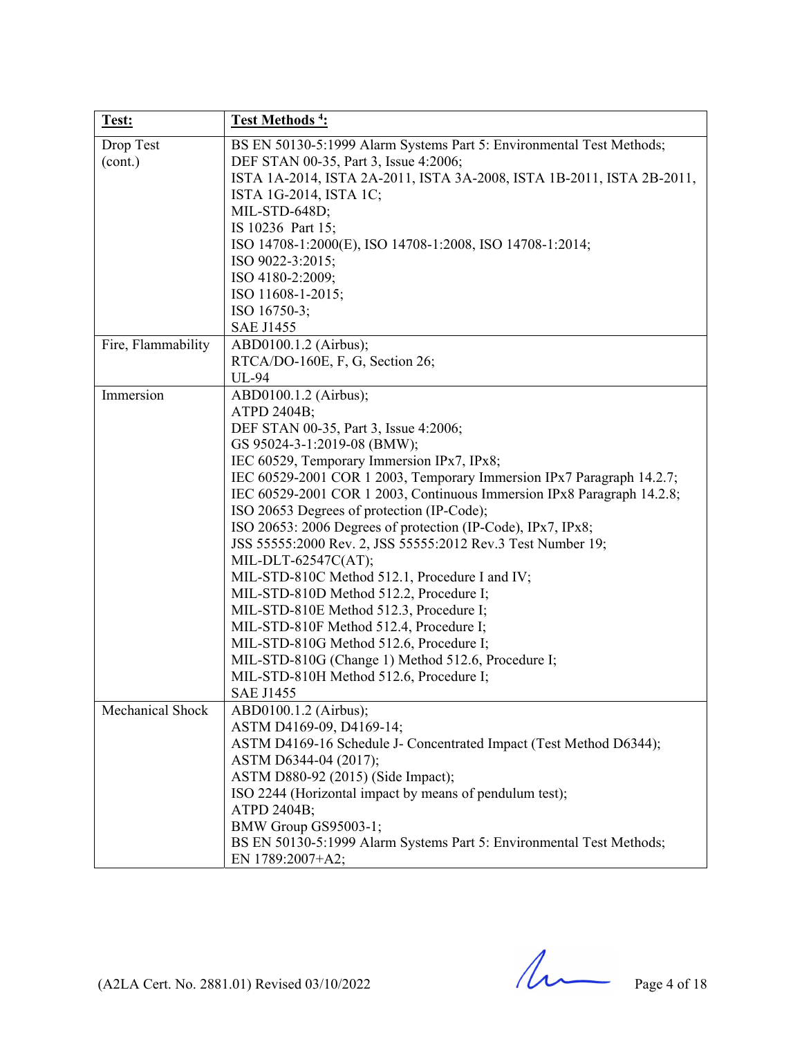| Test: | Test Methods [4]: |
|---|---|
| Drop Test (cont.) | BS EN 50130-5:1999 Alarm Systems Part 5: Environmental Test Methods;<br>DEF STAN 00-35, Part 3, Issue 4:2006;<br>ISTA 1A-2014, ISTA 2A-2011, ISTA 3A-2008, ISTA 1B-2011, ISTA 2B-2011, ISTA 1G-2014, ISTA 1C;<br>MIL-STD-648D;<br>IS 10236 Part 15;<br>ISO 14708-1:2000(E), ISO 14708-1:2008, ISO 14708-1:2014;<br>ISO 9022-3:2015;<br>ISO 4180-2:2009;<br>ISO 11608-1-2015;<br>ISO 16750-3;<br>SAE J1455 |
| Fire, Flammability | ABD0100.1.2 (Airbus);<br>RTCA/DO-160E, F, G, Section 26;<br>UL-94 |
| Immersion | ABD0100.1.2 (Airbus);<br>ATPD 2404B;<br>DEF STAN 00-35, Part 3, Issue 4:2006;<br>GS 95024-3-1:2019-08 (BMW);<br>IEC 60529, Temporary Immersion IPx7, IPx8;<br>IEC 60529-2001 COR 1 2003, Temporary Immersion IPx7 Paragraph 14.2.7;<br>IEC 60529-2001 COR 1 2003, Continuous Immersion IPx8 Paragraph 14.2.8;<br>ISO 20653 Degrees of protection (IP-Code);<br>ISO 20653: 2006 Degrees of protection (IP-Code), IPx7, IPx8;<br>JSS 55555:2000 Rev. 2, JSS 55555:2012 Rev.3 Test Number 19;<br>MIL-DLT-62547C(AT);<br>MIL-STD-810C Method 512.1, Procedure I and IV;<br>MIL-STD-810D Method 512.2, Procedure I;<br>MIL-STD-810E Method 512.3, Procedure I;<br>MIL-STD-810F Method 512.4, Procedure I;<br>MIL-STD-810G Method 512.6, Procedure I;<br>MIL-STD-810G (Change 1) Method 512.6, Procedure I;<br>MIL-STD-810H Method 512.6, Procedure I;<br>SAE J1455 |
| Mechanical Shock | ABD0100.1.2 (Airbus);<br>ASTM D4169-09, D4169-14;<br>ASTM D4169-16 Schedule J- Concentrated Impact (Test Method D6344);<br>ASTM D6344-04 (2017);<br>ASTM D880-92 (2015) (Side Impact);<br>ISO 2244 (Horizontal impact by means of pendulum test);<br>ATPD 2404B;<br>BMW Group GS95003-1;<br>BS EN 50130-5:1999 Alarm Systems Part 5: Environmental Test Methods;<br>EN 1789:2007+A2; |

(A2LA Cert. No. 2881.01) Revised 03/10/2022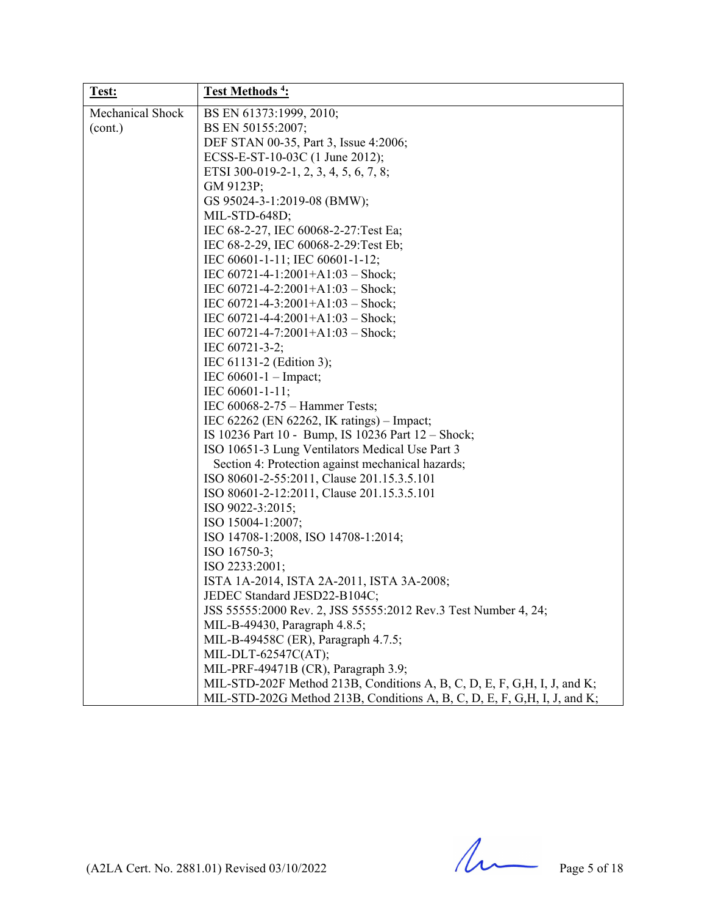| Test: | Test Methods [4]: |
|---|---|
| Mechanical Shock (cont.) | BS EN 61373:1999, 2010;<br>BS EN 50155:2007;<br>DEF STAN 00-35, Part 3, Issue 4:2006;<br>ECSS-E-ST-10-03C (1 June 2012);<br>ETSI 300-019-2-1, 2, 3, 4, 5, 6, 7, 8;<br>GM 9123P;<br>GS 95024-3-1:2019-08 (BMW);<br>MIL-STD-648D;<br>IEC 68-2-27, IEC 60068-2-27:Test Ea;<br>IEC 68-2-29, IEC 60068-2-29:Test Eb;<br>IEC 60601-1-11; IEC 60601-1-12;<br>IEC 60721-4-1:2001+A1:03 – Shock;<br>IEC 60721-4-2:2001+A1:03 – Shock;<br>IEC 60721-4-3:2001+A1:03 – Shock;<br>IEC 60721-4-4:2001+A1:03 – Shock;<br>IEC 60721-4-7:2001+A1:03 – Shock;<br>IEC 60721-3-2;<br>IEC 61131-2 (Edition 3);<br>IEC 60601-1 – Impact;<br>IEC 60601-1-11;<br>IEC 60068-2-75 – Hammer Tests;<br>IEC 62262 (EN 62262, IK ratings) – Impact;<br>IS 10236 Part 10 - Bump, IS 10236 Part 12 – Shock;<br>ISO 10651-3 Lung Ventilators Medical Use Part 3<br>Section 4: Protection against mechanical hazards;<br>ISO 80601-2-55:2011, Clause 201.15.3.5.101<br>ISO 80601-2-12:2011, Clause 201.15.3.5.101<br>ISO 9022-3:2015;<br>ISO 15004-1:2007;<br>ISO 14708-1:2008, ISO 14708-1:2014;<br>ISO 16750-3;<br>ISO 2233:2001;<br>ISTA 1A-2014, ISTA 2A-2011, ISTA 3A-2008;<br>JEDEC Standard JESD22-B104C;<br>JSS 55555:2000 Rev. 2, JSS 55555:2012 Rev.3 Test Number 4, 24;<br>MIL-B-49430, Paragraph 4.8.5;<br>MIL-B-49458C (ER), Paragraph 4.7.5;<br>MIL-DLT-62547C(AT);<br>MIL-PRF-49471B (CR), Paragraph 3.9;<br>MIL-STD-202F Method 213B, Conditions A, B, C, D, E, F, G,H, I, J, and K;<br>MIL-STD-202G Method 213B, Conditions A, B, C, D, E, F, G,H, I, J, and K; |

(A2LA Cert. No. 2881.01) Revised 03/10/2022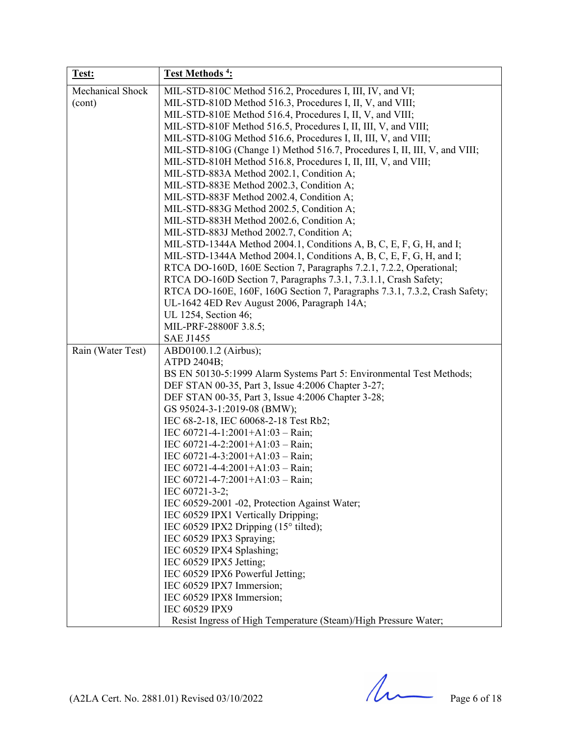| Test: | Test Methods [4]: |
| --- | --- |
| Mechanical Shock (cont) | MIL-STD-810C Method 516.2, Procedures I, III, IV, and VI;<br>MIL-STD-810D Method 516.3, Procedures I, II, V, and VIII;<br>MIL-STD-810E Method 516.4, Procedures I, II, V, and VIII;<br>MIL-STD-810F Method 516.5, Procedures I, II, III, V, and VIII;<br>MIL-STD-810G Method 516.6, Procedures I, II, III, V, and VIII;<br>MIL-STD-810G (Change 1) Method 516.7, Procedures I, II, III, V, and VIII;<br>MIL-STD-810H Method 516.8, Procedures I, II, III, V, and VIII;<br>MIL-STD-883A Method 2002.1, Condition A;<br>MIL-STD-883E Method 2002.3, Condition A;<br>MIL-STD-883F Method 2002.4, Condition A;<br>MIL-STD-883G Method 2002.5, Condition A;<br>MIL-STD-883H Method 2002.6, Condition A;<br>MIL-STD-883J Method 2002.7, Condition A;<br>MIL-STD-1344A Method 2004.1, Conditions A, B, C, E, F, G, H, and I;<br>MIL-STD-1344A Method 2004.1, Conditions A, B, C, E, F, G, H, and I;<br>RTCA DO-160D, 160E Section 7, Paragraphs 7.2.1, 7.2.2, Operational;<br>RTCA DO-160D Section 7, Paragraphs 7.3.1, 7.3.1.1, Crash Safety;<br>RTCA DO-160E, 160F, 160G Section 7, Paragraphs 7.3.1, 7.3.2, Crash Safety;<br>UL-1642 4ED Rev August 2006, Paragraph 14A;<br>UL 1254, Section 46;<br>MIL-PRF-28800F 3.8.5;<br>SAE J1455 |
| Rain (Water Test) | ABD0100.1.2 (Airbus);<br>ATPD 2404B;<br>BS EN 50130-5:1999 Alarm Systems Part 5: Environmental Test Methods;<br>DEF STAN 00-35, Part 3, Issue 4:2006 Chapter 3-27;<br>DEF STAN 00-35, Part 3, Issue 4:2006 Chapter 3-28;<br>GS 95024-3-1:2019-08 (BMW);<br>IEC 68-2-18, IEC 60068-2-18 Test Rb2;<br>IEC 60721-4-1:2001+A1:03 – Rain;<br>IEC 60721-4-2:2001+A1:03 – Rain;<br>IEC 60721-4-3:2001+A1:03 – Rain;<br>IEC 60721-4-4:2001+A1:03 – Rain;<br>IEC 60721-4-7:2001+A1:03 – Rain;<br>IEC 60721-3-2;<br>IEC 60529-2001 -02, Protection Against Water;<br>IEC 60529 IPX1 Vertically Dripping;<br>IEC 60529 IPX2 Dripping (15° tilted);<br>IEC 60529 IPX3 Spraying;<br>IEC 60529 IPX4 Splashing;<br>IEC 60529 IPX5 Jetting;<br>IEC 60529 IPX6 Powerful Jetting;<br>IEC 60529 IPX7 Immersion;<br>IEC 60529 IPX8 Immersion;<br>IEC 60529 IPX9<br>Resist Ingress of High Temperature (Steam)/High Pressure Water; |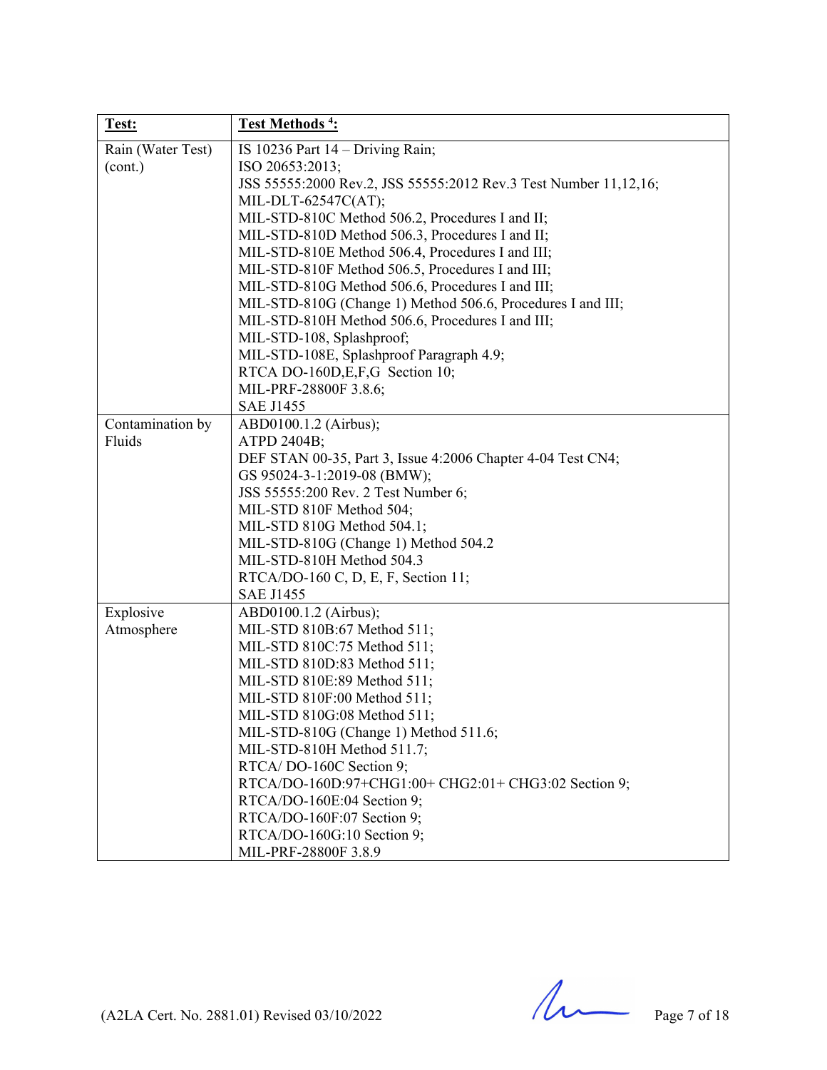| **Test:** | **Test Methods [4]:** |
|---|---|
| Rain (Water Test) (cont.) | IS 10236 Part 14 – Driving Rain;<br>ISO 20653:2013;<br>JSS 55555:2000 Rev.2, JSS 55555:2012 Rev.3 Test Number 11,12,16;<br>MIL-DLT-62547C(AT);<br>MIL-STD-810C Method 506.2, Procedures I and II;<br>MIL-STD-810D Method 506.3, Procedures I and II;<br>MIL-STD-810E Method 506.4, Procedures I and III;<br>MIL-STD-810F Method 506.5, Procedures I and III;<br>MIL-STD-810G Method 506.6, Procedures I and III;<br>MIL-STD-810G (Change 1) Method 506.6, Procedures I and III;<br>MIL-STD-810H Method 506.6, Procedures I and III;<br>MIL-STD-108, Splashproof;<br>MIL-STD-108E, Splashproof Paragraph 4.9;<br>RTCA DO-160D,E,F,G Section 10;<br>MIL-PRF-28800F 3.8.6;<br>SAE J1455 |
| Contamination by Fluids | ABD0100.1.2 (Airbus);<br>ATPD 2404B;<br>DEF STAN 00-35, Part 3, Issue 4:2006 Chapter 4-04 Test CN4;<br>GS 95024-3-1:2019-08 (BMW);<br>JSS 55555:200 Rev. 2 Test Number 6;<br>MIL-STD 810F Method 504;<br>MIL-STD 810G Method 504.1;<br>MIL-STD-810G (Change 1) Method 504.2<br>MIL-STD-810H Method 504.3<br>RTCA/DO-160 C, D, E, F, Section 11;<br>SAE J1455 |
| Explosive Atmosphere | ABD0100.1.2 (Airbus);<br>MIL-STD 810B:67 Method 511;<br>MIL-STD 810C:75 Method 511;<br>MIL-STD 810D:83 Method 511;<br>MIL-STD 810E:89 Method 511;<br>MIL-STD 810F:00 Method 511;<br>MIL-STD 810G:08 Method 511;<br>MIL-STD-810G (Change 1) Method 511.6;<br>MIL-STD-810H Method 511.7;<br>RTCA/ DO-160C Section 9;<br>RTCA/DO-160D:97+CHG1:00+ CHG2:01+ CHG3:02 Section 9;<br>RTCA/DO-160E:04 Section 9;<br>RTCA/DO-160F:07 Section 9;<br>RTCA/DO-160G:10 Section 9;<br>MIL-PRF-28800F 3.8.9 |

(A2LA Cert. No. 2881.01) Revised 03/10/2022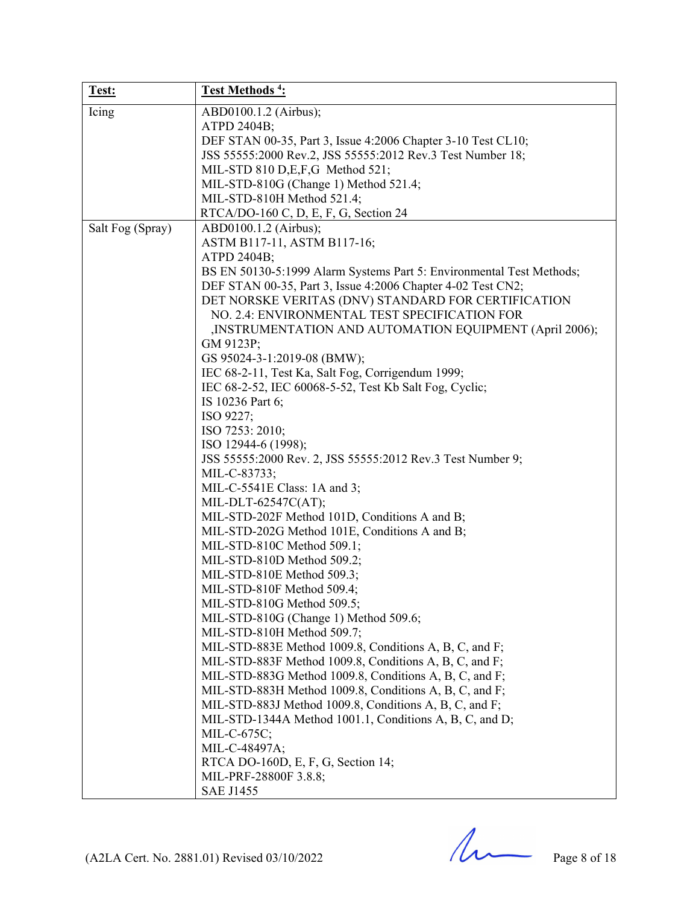| Test: | Test Methods [4]: |
|---|---|
| Icing | ABD0100.1.2 (Airbus);<br>ATPD 2404B;<br>DEF STAN 00-35, Part 3, Issue 4:2006 Chapter 3-10 Test CL10;<br>JSS 55555:2000 Rev.2, JSS 55555:2012 Rev.3 Test Number 18;<br>MIL-STD 810 D,E,F,G Method 521;<br>MIL-STD-810G (Change 1) Method 521.4;<br>MIL-STD-810H Method 521.4;<br>RTCA/DO-160 C, D, E, F, G, Section 24 |
| Salt Fog (Spray) | ABD0100.1.2 (Airbus);<br>ASTM B117-11, ASTM B117-16;<br>ATPD 2404B;<br>BS EN 50130-5:1999 Alarm Systems Part 5: Environmental Test Methods;<br>DEF STAN 00-35, Part 3, Issue 4:2006 Chapter 4-02 Test CN2;<br>DET NORSKE VERITAS (DNV) STANDARD FOR CERTIFICATION NO. 2.4: ENVIRONMENTAL TEST SPECIFICATION FOR ,INSTRUMENTATION AND AUTOMATION EQUIPMENT (April 2006);<br>GM 9123P;<br>GS 95024-3-1:2019-08 (BMW);<br>IEC 68-2-11, Test Ka, Salt Fog, Corrigendum 1999;<br>IEC 68-2-52, IEC 60068-5-52, Test Kb Salt Fog, Cyclic;<br>IS 10236 Part 6;<br>ISO 9227;<br>ISO 7253: 2010;<br>ISO 12944-6 (1998);<br>JSS 55555:2000 Rev. 2, JSS 55555:2012 Rev.3 Test Number 9;<br>MIL-C-83733;<br>MIL-C-5541E Class: 1A and 3;<br>MIL-DLT-62547C(AT);<br>MIL-STD-202F Method 101D, Conditions A and B;<br>MIL-STD-202G Method 101E, Conditions A and B;<br>MIL-STD-810C Method 509.1;<br>MIL-STD-810D Method 509.2;<br>MIL-STD-810E Method 509.3;<br>MIL-STD-810F Method 509.4;<br>MIL-STD-810G Method 509.5;<br>MIL-STD-810G (Change 1) Method 509.6;<br>MIL-STD-810H Method 509.7;<br>MIL-STD-883E Method 1009.8, Conditions A, B, C, and F;<br>MIL-STD-883F Method 1009.8, Conditions A, B, C, and F;<br>MIL-STD-883G Method 1009.8, Conditions A, B, C, and F;<br>MIL-STD-883H Method 1009.8, Conditions A, B, C, and F;<br>MIL-STD-883J Method 1009.8, Conditions A, B, C, and F;<br>MIL-STD-1344A Method 1001.1, Conditions A, B, C, and D;<br>MIL-C-675C;<br>MIL-C-48497A;<br>RTCA DO-160D, E, F, G, Section 14;<br>MIL-PRF-28800F 3.8.8;<br>SAE J1455 |

(A2LA Cert. No. 2881.01) Revised 03/10/2022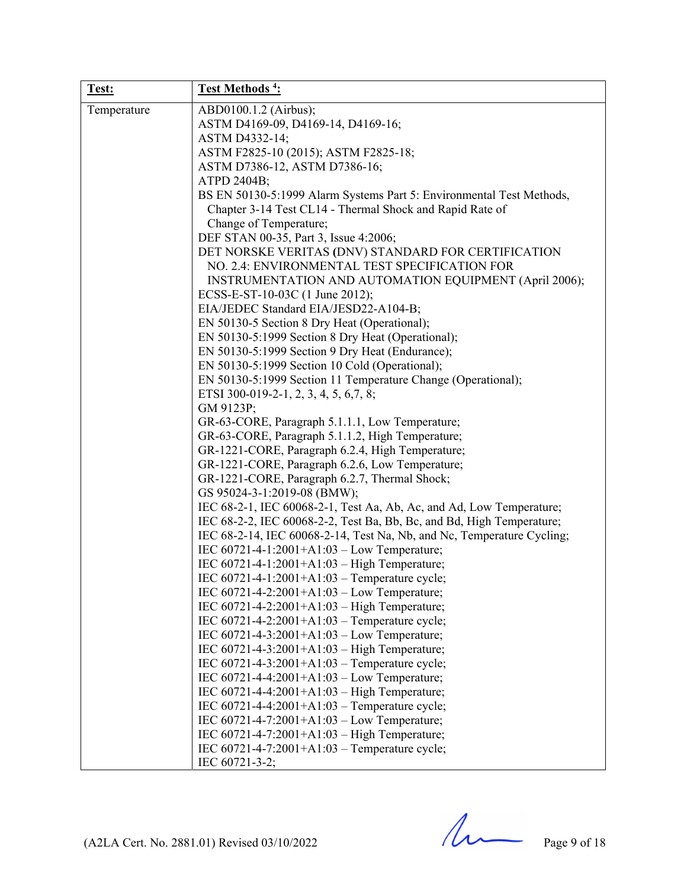| Test: | Test Methods [4]: |
|---|---|
| Temperature | ABD0100.1.2 (Airbus);<br>ASTM D4169-09, D4169-14, D4169-16;<br>ASTM D4332-14;<br>ASTM F2825-10 (2015); ASTM F2825-18;<br>ASTM D7386-12, ASTM D7386-16;<br>ATPD 2404B;<br>BS EN 50130-5:1999 Alarm Systems Part 5: Environmental Test Methods, Chapter 3-14 Test CL14 - Thermal Shock and Rapid Rate of Change of Temperature;<br>DEF STAN 00-35, Part 3, Issue 4:2006;<br>DET NORSKE VERITAS (DNV) STANDARD FOR CERTIFICATION NO. 2.4: ENVIRONMENTAL TEST SPECIFICATION FOR INSTRUMENTATION AND AUTOMATION EQUIPMENT (April 2006);<br>ECSS-E-ST-10-03C (1 June 2012);<br>EIA/JEDEC Standard EIA/JESD22-A104-B;<br>EN 50130-5 Section 8 Dry Heat (Operational);<br>EN 50130-5:1999 Section 8 Dry Heat (Operational);<br>EN 50130-5:1999 Section 9 Dry Heat (Endurance);<br>EN 50130-5:1999 Section 10 Cold (Operational);<br>EN 50130-5:1999 Section 11 Temperature Change (Operational);<br>ETSI 300-019-2-1, 2, 3, 4, 5, 6,7, 8;<br>GM 9123P;<br>GR-63-CORE, Paragraph 5.1.1.1, Low Temperature;<br>GR-63-CORE, Paragraph 5.1.1.2, High Temperature;<br>GR-1221-CORE, Paragraph 6.2.4, High Temperature;<br>GR-1221-CORE, Paragraph 6.2.6, Low Temperature;<br>GR-1221-CORE, Paragraph 6.2.7, Thermal Shock;<br>GS 95024-3-1:2019-08 (BMW);<br>IEC 68-2-1, IEC 60068-2-1, Test Aa, Ab, Ac, and Ad, Low Temperature;<br>IEC 68-2-2, IEC 60068-2-2, Test Ba, Bb, Bc, and Bd, High Temperature;<br>IEC 68-2-14, IEC 60068-2-14, Test Na, Nb, and Nc, Temperature Cycling;<br>IEC 60721-4-1:2001+A1:03 – Low Temperature;<br>IEC 60721-4-1:2001+A1:03 – High Temperature;<br>IEC 60721-4-1:2001+A1:03 – Temperature cycle;<br>IEC 60721-4-2:2001+A1:03 – Low Temperature;<br>IEC 60721-4-2:2001+A1:03 – High Temperature;<br>IEC 60721-4-2:2001+A1:03 – Temperature cycle;<br>IEC 60721-4-3:2001+A1:03 – Low Temperature;<br>IEC 60721-4-3:2001+A1:03 – High Temperature;<br>IEC 60721-4-3:2001+A1:03 – Temperature cycle;<br>IEC 60721-4-4:2001+A1:03 – Low Temperature;<br>IEC 60721-4-4:2001+A1:03 – High Temperature;<br>IEC 60721-4-4:2001+A1:03 – Temperature cycle;<br>IEC 60721-4-7:2001+A1:03 – Low Temperature;<br>IEC 60721-4-7:2001+A1:03 – High Temperature;<br>IEC 60721-4-7:2001+A1:03 – Temperature cycle;<br>IEC 60721-3-2; |

(A2LA Cert. No. 2881.01) Revised 03/10/2022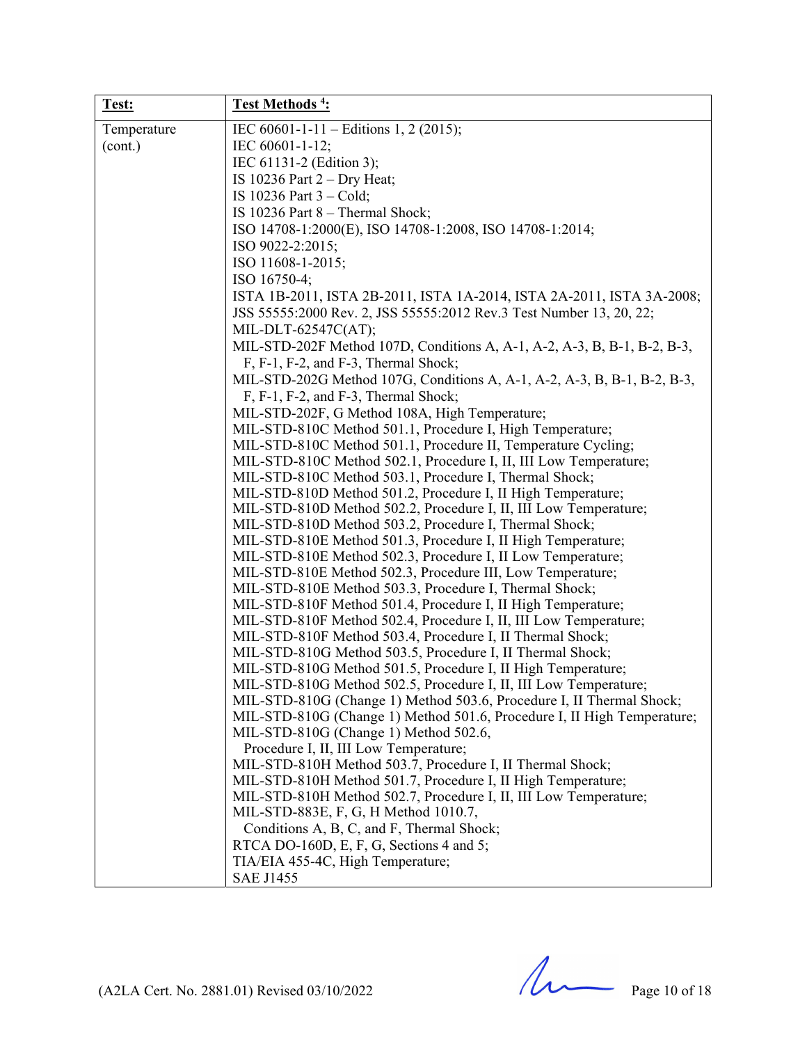| Test: | Test Methods [4]: |
|---|---|
| Temperature (cont.) | IEC 60601-1-11 – Editions 1, 2 (2015);<br>IEC 60601-1-12;<br>IEC 61131-2 (Edition 3);<br>IS 10236 Part 2 – Dry Heat;<br>IS 10236 Part 3 – Cold;<br>IS 10236 Part 8 – Thermal Shock;<br>ISO 14708-1:2000(E), ISO 14708-1:2008, ISO 14708-1:2014;<br>ISO 9022-2:2015;<br>ISO 11608-1-2015;<br>ISO 16750-4;<br>ISTA 1B-2011, ISTA 2B-2011, ISTA 1A-2014, ISTA 2A-2011, ISTA 3A-2008;<br>JSS 55555:2000 Rev. 2, JSS 55555:2012 Rev.3 Test Number 13, 20, 22;<br>MIL-DLT-62547C(AT);<br>MIL-STD-202F Method 107D, Conditions A, A-1, A-2, A-3, B, B-1, B-2, B-3, F, F-1, F-2, and F-3, Thermal Shock;<br>MIL-STD-202G Method 107G, Conditions A, A-1, A-2, A-3, B, B-1, B-2, B-3, F, F-1, F-2, and F-3, Thermal Shock;<br>MIL-STD-202F, G Method 108A, High Temperature;<br>MIL-STD-810C Method 501.1, Procedure I, High Temperature;<br>MIL-STD-810C Method 501.1, Procedure II, Temperature Cycling;<br>MIL-STD-810C Method 502.1, Procedure I, II, III Low Temperature;<br>MIL-STD-810C Method 503.1, Procedure I, Thermal Shock;<br>MIL-STD-810D Method 501.2, Procedure I, II High Temperature;<br>MIL-STD-810D Method 502.2, Procedure I, II, III Low Temperature;<br>MIL-STD-810D Method 503.2, Procedure I, Thermal Shock;<br>MIL-STD-810E Method 501.3, Procedure I, II High Temperature;<br>MIL-STD-810E Method 502.3, Procedure I, II Low Temperature;<br>MIL-STD-810E Method 502.3, Procedure III, Low Temperature;<br>MIL-STD-810E Method 503.3, Procedure I, Thermal Shock;<br>MIL-STD-810F Method 501.4, Procedure I, II High Temperature;<br>MIL-STD-810F Method 502.4, Procedure I, II, III Low Temperature;<br>MIL-STD-810F Method 503.4, Procedure I, II Thermal Shock;<br>MIL-STD-810G Method 503.5, Procedure I, II Thermal Shock;<br>MIL-STD-810G Method 501.5, Procedure I, II High Temperature;<br>MIL-STD-810G Method 502.5, Procedure I, II, III Low Temperature;<br>MIL-STD-810G (Change 1) Method 503.6, Procedure I, II Thermal Shock;<br>MIL-STD-810G (Change 1) Method 501.6, Procedure I, II High Temperature;<br>MIL-STD-810G (Change 1) Method 502.6, Procedure I, II, III Low Temperature;<br>MIL-STD-810H Method 503.7, Procedure I, II Thermal Shock;<br>MIL-STD-810H Method 501.7, Procedure I, II High Temperature;<br>MIL-STD-810H Method 502.7, Procedure I, II, III Low Temperature;<br>MIL-STD-883E, F, G, H Method 1010.7, Conditions A, B, C, and F, Thermal Shock;<br>RTCA DO-160D, E, F, G, Sections 4 and 5;<br>TIA/EIA 455-4C, High Temperature;<br>SAE J1455 |

(A2LA Cert. No. 2881.01) Revised 03/10/2022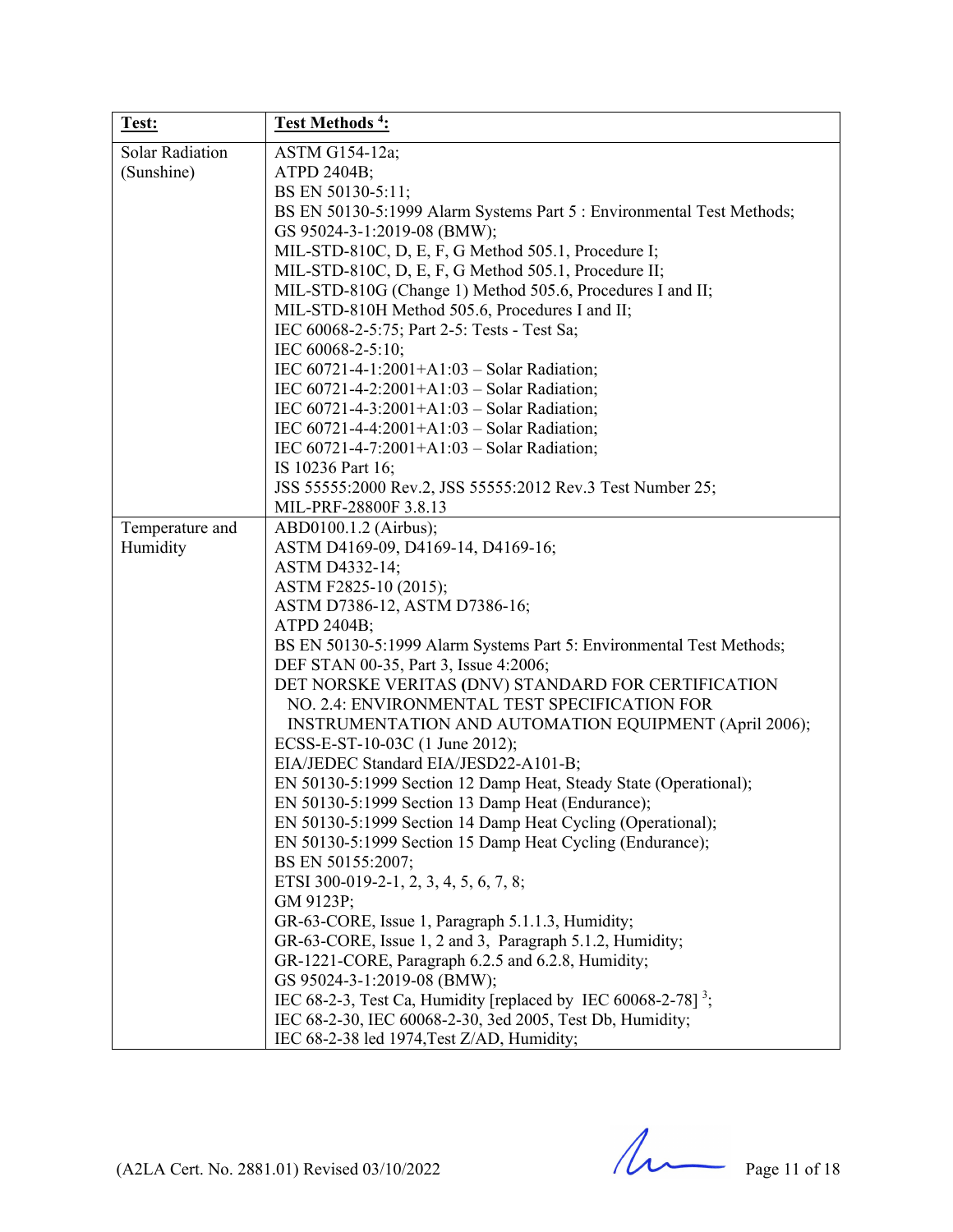| Test: | Test Methods [4]: |
|---|---|
| Solar Radiation (Sunshine) | ASTM G154-12a;<br>ATPD 2404B;<br>BS EN 50130-5:11;<br>BS EN 50130-5:1999 Alarm Systems Part 5 : Environmental Test Methods;<br>GS 95024-3-1:2019-08 (BMW);<br>MIL-STD-810C, D, E, F, G Method 505.1, Procedure I;<br>MIL-STD-810C, D, E, F, G Method 505.1, Procedure II;<br>MIL-STD-810G (Change 1) Method 505.6, Procedures I and II;<br>MIL-STD-810H Method 505.6, Procedures I and II;<br>IEC 60068-2-5:75; Part 2-5: Tests - Test Sa;<br>IEC 60068-2-5:10;<br>IEC 60721-4-1:2001+A1:03 – Solar Radiation;<br>IEC 60721-4-2:2001+A1:03 – Solar Radiation;<br>IEC 60721-4-3:2001+A1:03 – Solar Radiation;<br>IEC 60721-4-4:2001+A1:03 – Solar Radiation;<br>IEC 60721-4-7:2001+A1:03 – Solar Radiation;<br>IS 10236 Part 16;<br>JSS 55555:2000 Rev.2, JSS 55555:2012 Rev.3 Test Number 25;<br>MIL-PRF-28800F 3.8.13 |
| Temperature and Humidity | ABD0100.1.2 (Airbus);<br>ASTM D4169-09, D4169-14, D4169-16;<br>ASTM D4332-14;<br>ASTM F2825-10 (2015);<br>ASTM D7386-12, ASTM D7386-16;<br>ATPD 2404B;<br>BS EN 50130-5:1999 Alarm Systems Part 5: Environmental Test Methods;<br>DEF STAN 00-35, Part 3, Issue 4:2006;<br>DET NORSKE VERITAS (DNV) STANDARD FOR CERTIFICATION NO. 2.4: ENVIRONMENTAL TEST SPECIFICATION FOR INSTRUMENTATION AND AUTOMATION EQUIPMENT (April 2006);<br>ECSS-E-ST-10-03C (1 June 2012);<br>EIA/JEDEC Standard EIA/JESD22-A101-B;<br>EN 50130-5:1999 Section 12 Damp Heat, Steady State (Operational);<br>EN 50130-5:1999 Section 13 Damp Heat (Endurance);<br>EN 50130-5:1999 Section 14 Damp Heat Cycling (Operational);<br>EN 50130-5:1999 Section 15 Damp Heat Cycling (Endurance);<br>BS EN 50155:2007;<br>ETSI 300-019-2-1, 2, 3, 4, 5, 6, 7, 8;<br>GM 9123P;<br>GR-63-CORE, Issue 1, Paragraph 5.1.1.3, Humidity;<br>GR-63-CORE, Issue 1, 2 and 3, Paragraph 5.1.2, Humidity;<br>GR-1221-CORE, Paragraph 6.2.5 and 6.2.8, Humidity;<br>GS 95024-3-1:2019-08 (BMW);<br>IEC 68-2-3, Test Ca, Humidity [replaced by IEC 60068-2-78] [3];<br>IEC 68-2-30, IEC 60068-2-30, 3ed 2005, Test Db, Humidity;<br>IEC 68-2-38 led 1974,Test Z/AD, Humidity; |

(A2LA Cert. No. 2881.01) Revised 03/10/2022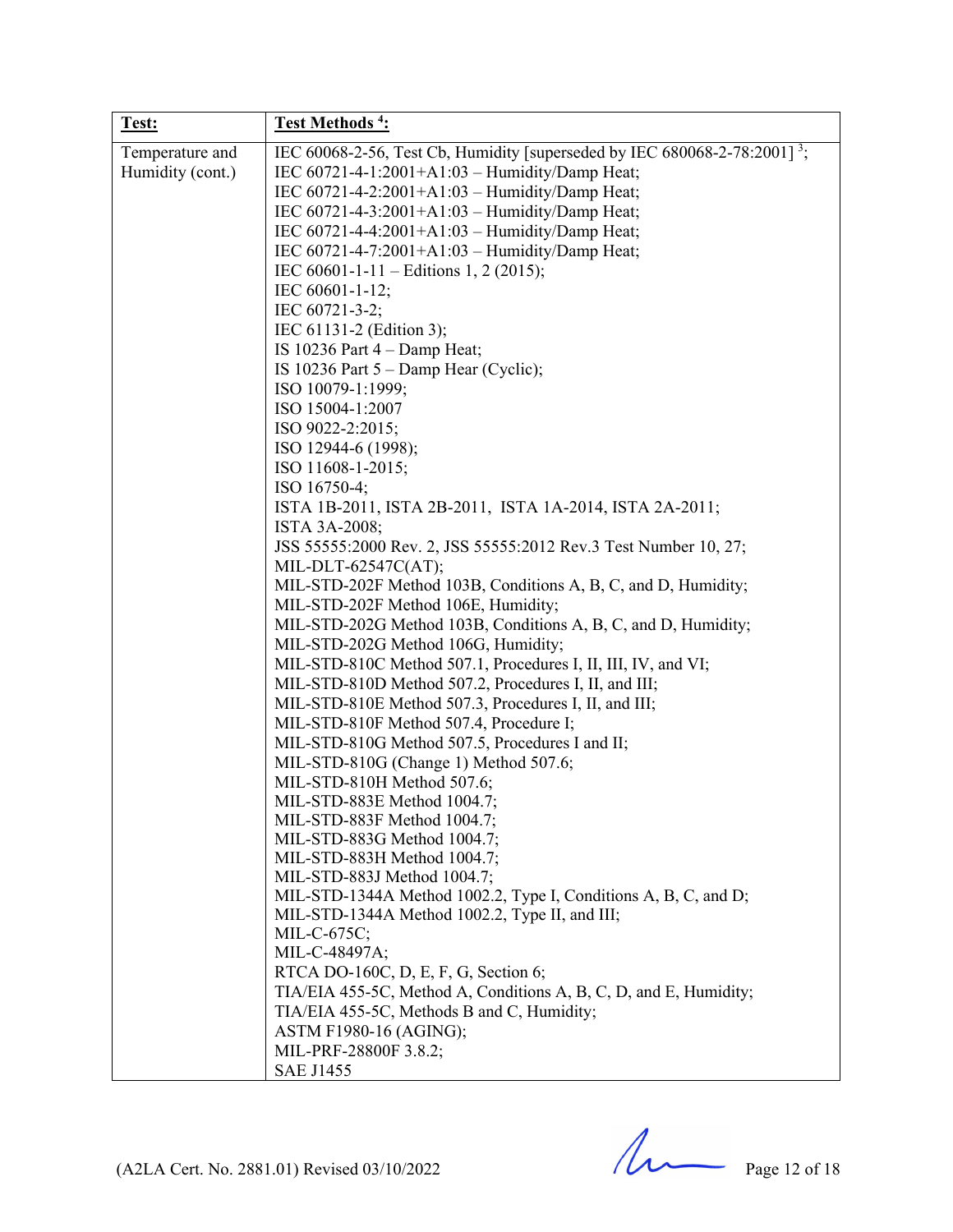| Test: | Test Methods [4]: |
|---|---|
| Temperature and Humidity (cont.) | IEC 60068-2-56, Test Cb, Humidity [superseded by IEC 680068-2-78:2001] [3];<br>IEC 60721-4-1:2001+A1:03 – Humidity/Damp Heat;<br>IEC 60721-4-2:2001+A1:03 – Humidity/Damp Heat;<br>IEC 60721-4-3:2001+A1:03 – Humidity/Damp Heat;<br>IEC 60721-4-4:2001+A1:03 – Humidity/Damp Heat;<br>IEC 60721-4-7:2001+A1:03 – Humidity/Damp Heat;<br>IEC 60601-1-11 – Editions 1, 2 (2015);<br>IEC 60601-1-12;<br>IEC 60721-3-2;<br>IEC 61131-2 (Edition 3);<br>IS 10236 Part 4 – Damp Heat;<br>IS 10236 Part 5 – Damp Hear (Cyclic);<br>ISO 10079-1:1999;<br>ISO 15004-1:2007<br>ISO 9022-2:2015;<br>ISO 12944-6 (1998);<br>ISO 11608-1-2015;<br>ISO 16750-4;<br>ISTA 1B-2011, ISTA 2B-2011, ISTA 1A-2014, ISTA 2A-2011;<br>ISTA 3A-2008;<br>JSS 55555:2000 Rev. 2, JSS 55555:2012 Rev.3 Test Number 10, 27;<br>MIL-DLT-62547C(AT);<br>MIL-STD-202F Method 103B, Conditions A, B, C, and D, Humidity;<br>MIL-STD-202F Method 106E, Humidity;<br>MIL-STD-202G Method 103B, Conditions A, B, C, and D, Humidity;<br>MIL-STD-202G Method 106G, Humidity;<br>MIL-STD-810C Method 507.1, Procedures I, II, III, IV, and VI;<br>MIL-STD-810D Method 507.2, Procedures I, II, and III;<br>MIL-STD-810E Method 507.3, Procedures I, II, and III;<br>MIL-STD-810F Method 507.4, Procedure I;<br>MIL-STD-810G Method 507.5, Procedures I and II;<br>MIL-STD-810G (Change 1) Method 507.6;<br>MIL-STD-810H Method 507.6;<br>MIL-STD-883E Method 1004.7;<br>MIL-STD-883F Method 1004.7;<br>MIL-STD-883G Method 1004.7;<br>MIL-STD-883H Method 1004.7;<br>MIL-STD-883J Method 1004.7;<br>MIL-STD-1344A Method 1002.2, Type I, Conditions A, B, C, and D;<br>MIL-STD-1344A Method 1002.2, Type II, and III;<br>MIL-C-675C;<br>MIL-C-48497A;<br>RTCA DO-160C, D, E, F, G, Section 6;<br>TIA/EIA 455-5C, Method A, Conditions A, B, C, D, and E, Humidity;<br>TIA/EIA 455-5C, Methods B and C, Humidity;<br>ASTM F1980-16 (AGING);<br>MIL-PRF-28800F 3.8.2;<br>SAE J1455 |

(A2LA Cert. No. 2881.01) Revised 03/10/2022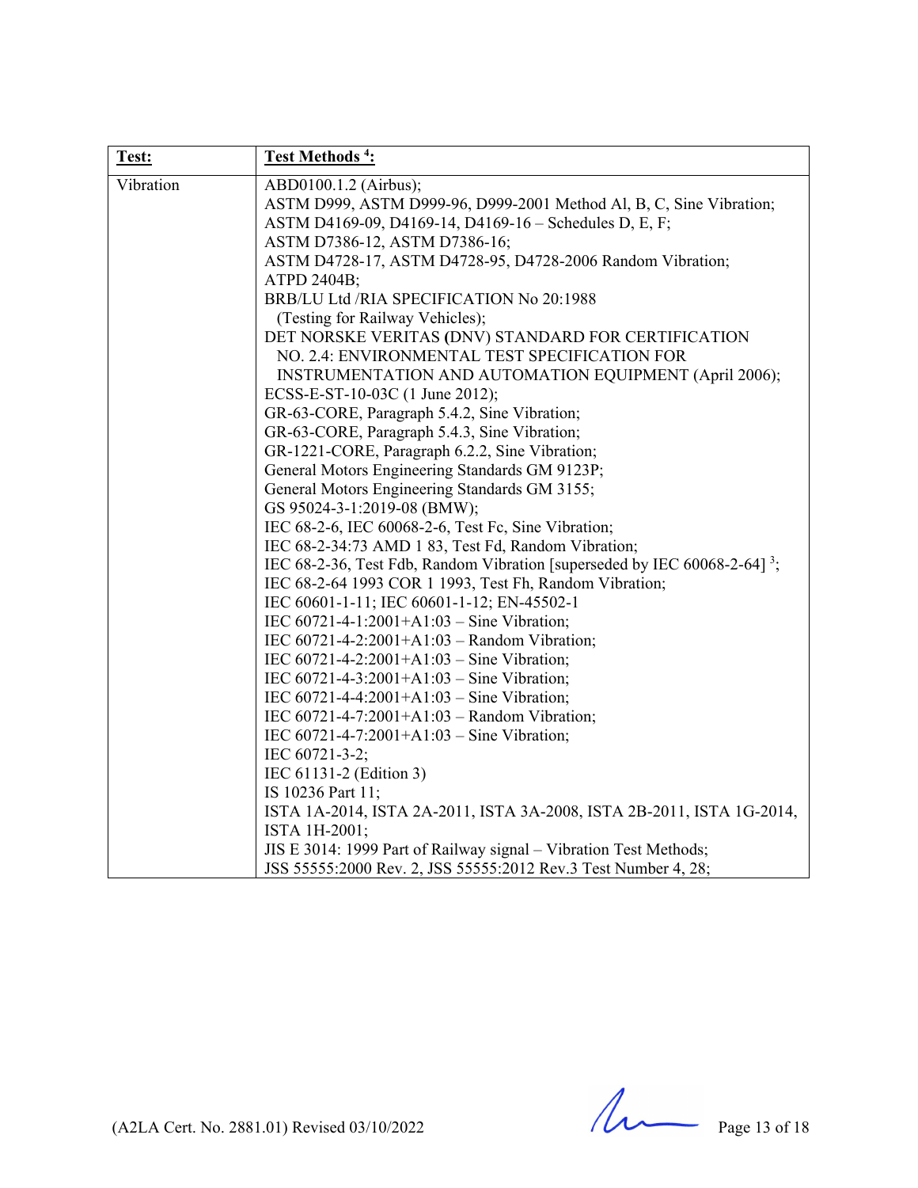| Test: | Test Methods [4]: |
|---|---|
| Vibration | ABD0100.1.2 (Airbus);<br>ASTM D999, ASTM D999-96, D999-2001 Method Al, B, C, Sine Vibration;<br>ASTM D4169-09, D4169-14, D4169-16 – Schedules D, E, F;<br>ASTM D7386-12, ASTM D7386-16;<br>ASTM D4728-17, ASTM D4728-95, D4728-2006 Random Vibration;<br>ATPD 2404B;<br>BRB/LU Ltd /RIA SPECIFICATION No 20:1988 (Testing for Railway Vehicles);<br>DET NORSKE VERITAS (DNV) STANDARD FOR CERTIFICATION NO. 2.4: ENVIRONMENTAL TEST SPECIFICATION FOR INSTRUMENTATION AND AUTOMATION EQUIPMENT (April 2006);<br>ECSS-E-ST-10-03C (1 June 2012);<br>GR-63-CORE, Paragraph 5.4.2, Sine Vibration;<br>GR-63-CORE, Paragraph 5.4.3, Sine Vibration;<br>GR-1221-CORE, Paragraph 6.2.2, Sine Vibration;<br>General Motors Engineering Standards GM 9123P;<br>General Motors Engineering Standards GM 3155;<br>GS 95024-3-1:2019-08 (BMW);<br>IEC 68-2-6, IEC 60068-2-6, Test Fc, Sine Vibration;<br>IEC 68-2-34:73 AMD 1 83, Test Fd, Random Vibration;<br>IEC 68-2-36, Test Fdb, Random Vibration [superseded by IEC 60068-2-64] [3];<br>IEC 68-2-64 1993 COR 1 1993, Test Fh, Random Vibration;<br>IEC 60601-1-11; IEC 60601-1-12; EN-45502-1<br>IEC 60721-4-1:2001+A1:03 – Sine Vibration;<br>IEC 60721-4-2:2001+A1:03 – Random Vibration;<br>IEC 60721-4-2:2001+A1:03 – Sine Vibration;<br>IEC 60721-4-3:2001+A1:03 – Sine Vibration;<br>IEC 60721-4-4:2001+A1:03 – Sine Vibration;<br>IEC 60721-4-7:2001+A1:03 – Random Vibration;<br>IEC 60721-4-7:2001+A1:03 – Sine Vibration;<br>IEC 60721-3-2;<br>IEC 61131-2 (Edition 3)<br>IS 10236 Part 11;<br>ISTA 1A-2014, ISTA 2A-2011, ISTA 3A-2008, ISTA 2B-2011, ISTA 1G-2014, ISTA 1H-2001;<br>JIS E 3014: 1999 Part of Railway signal – Vibration Test Methods;<br>JSS 55555:2000 Rev. 2, JSS 55555:2012 Rev.3 Test Number 4, 28; |

(A2LA Cert. No. 2881.01) Revised 03/10/2022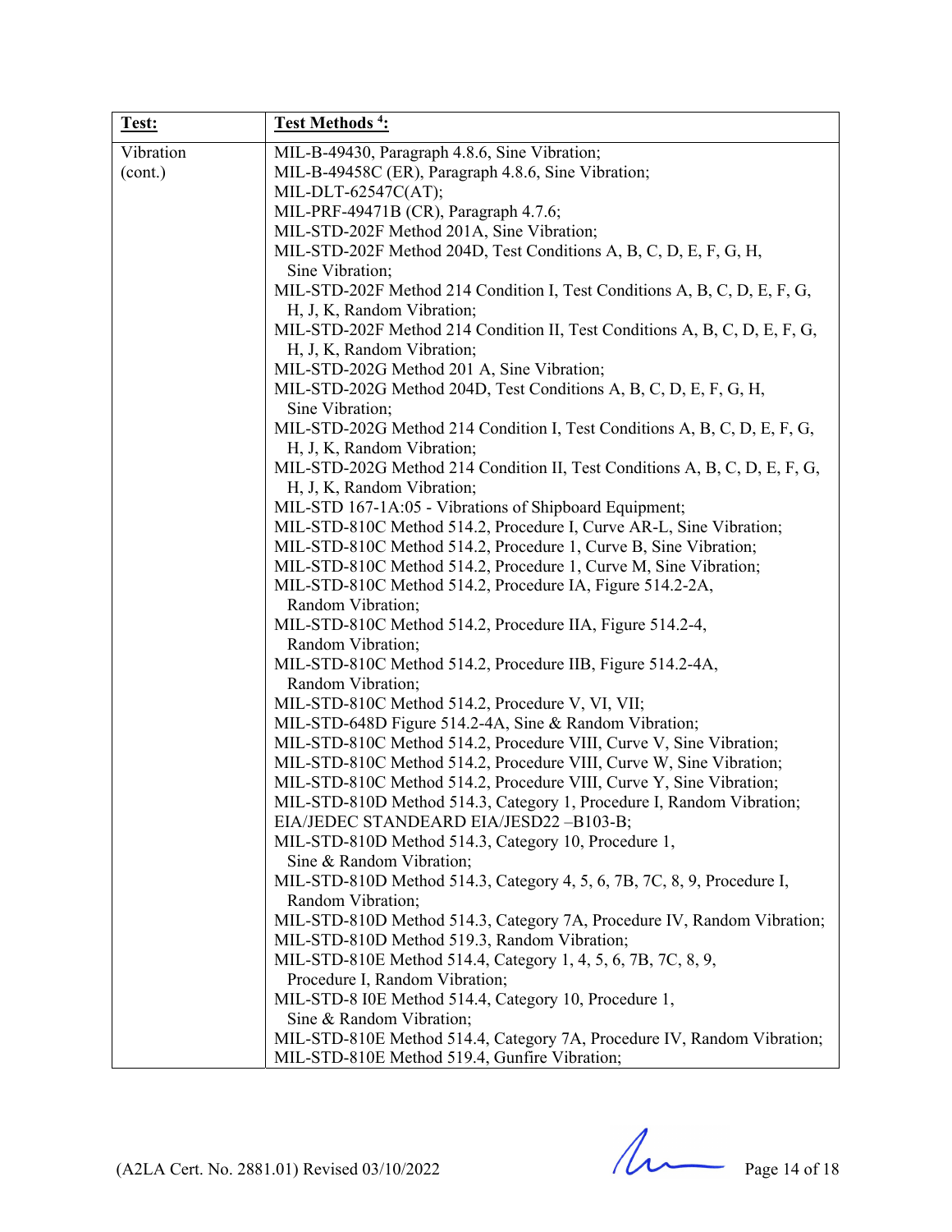| Test: | Test Methods [4]: |
|---|---|
| Vibration (cont.) | MIL-B-49430, Paragraph 4.8.6, Sine Vibration;<br>MIL-B-49458C (ER), Paragraph 4.8.6, Sine Vibration;<br>MIL-DLT-62547C(AT);<br>MIL-PRF-49471B (CR), Paragraph 4.7.6;<br>MIL-STD-202F Method 201A, Sine Vibration;<br>MIL-STD-202F Method 204D, Test Conditions A, B, C, D, E, F, G, H, Sine Vibration;<br>MIL-STD-202F Method 214 Condition I, Test Conditions A, B, C, D, E, F, G, H, J, K, Random Vibration;<br>MIL-STD-202F Method 214 Condition II, Test Conditions A, B, C, D, E, F, G, H, J, K, Random Vibration;<br>MIL-STD-202G Method 201 A, Sine Vibration;<br>MIL-STD-202G Method 204D, Test Conditions A, B, C, D, E, F, G, H, Sine Vibration;<br>MIL-STD-202G Method 214 Condition I, Test Conditions A, B, C, D, E, F, G, H, J, K, Random Vibration;<br>MIL-STD-202G Method 214 Condition II, Test Conditions A, B, C, D, E, F, G, H, J, K, Random Vibration;<br>MIL-STD 167-1A:05 - Vibrations of Shipboard Equipment;<br>MIL-STD-810C Method 514.2, Procedure I, Curve AR-L, Sine Vibration;<br>MIL-STD-810C Method 514.2, Procedure 1, Curve B, Sine Vibration;<br>MIL-STD-810C Method 514.2, Procedure 1, Curve M, Sine Vibration;<br>MIL-STD-810C Method 514.2, Procedure IA, Figure 514.2-2A, Random Vibration;<br>MIL-STD-810C Method 514.2, Procedure IIA, Figure 514.2-4, Random Vibration;<br>MIL-STD-810C Method 514.2, Procedure IIB, Figure 514.2-4A, Random Vibration;<br>MIL-STD-810C Method 514.2, Procedure V, VI, VII;<br>MIL-STD-648D Figure 514.2-4A, Sine & Random Vibration;<br>MIL-STD-810C Method 514.2, Procedure VIII, Curve V, Sine Vibration;<br>MIL-STD-810C Method 514.2, Procedure VIII, Curve W, Sine Vibration;<br>MIL-STD-810C Method 514.2, Procedure VIII, Curve Y, Sine Vibration;<br>MIL-STD-810D Method 514.3, Category 1, Procedure I, Random Vibration;<br>EIA/JEDEC STANDEARD EIA/JESD22 –B103-B;<br>MIL-STD-810D Method 514.3, Category 10, Procedure 1, Sine & Random Vibration;<br>MIL-STD-810D Method 514.3, Category 4, 5, 6, 7B, 7C, 8, 9, Procedure I, Random Vibration;<br>MIL-STD-810D Method 514.3, Category 7A, Procedure IV, Random Vibration;<br>MIL-STD-810D Method 519.3, Random Vibration;<br>MIL-STD-810E Method 514.4, Category 1, 4, 5, 6, 7B, 7C, 8, 9, Procedure I, Random Vibration;<br>MIL-STD-8 I0E Method 514.4, Category 10, Procedure 1, Sine & Random Vibration;<br>MIL-STD-810E Method 514.4, Category 7A, Procedure IV, Random Vibration;<br>MIL-STD-810E Method 519.4, Gunfire Vibration; |

(A2LA Cert. No. 2881.01) Revised 03/10/2022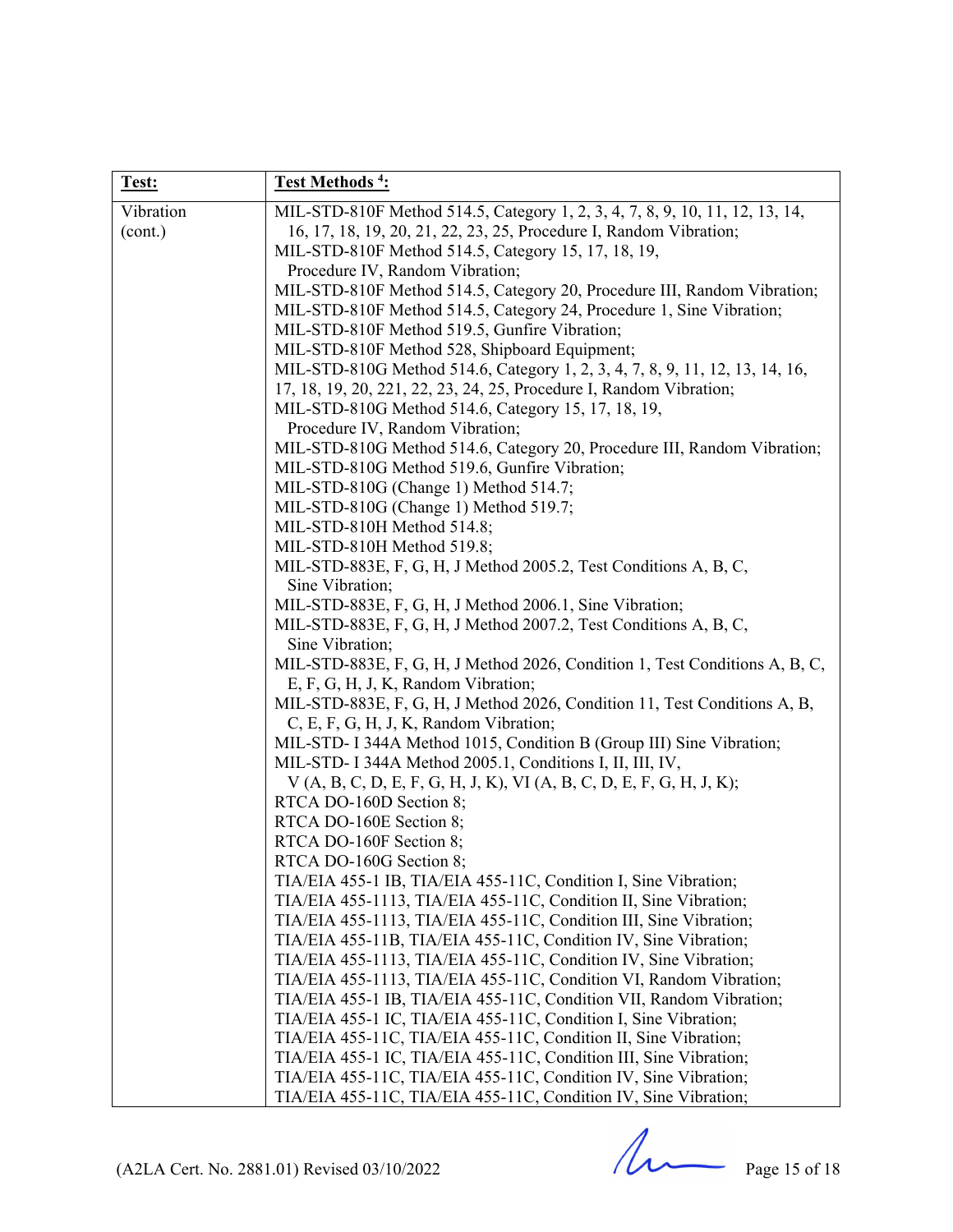| Test: | Test Methods [4]: |
|---|---|
| Vibration (cont.) | MIL-STD-810F Method 514.5, Category 1, 2, 3, 4, 7, 8, 9, 10, 11, 12, 13, 14, 16, 17, 18, 19, 20, 21, 22, 23, 25, Procedure I, Random Vibration;<br>MIL-STD-810F Method 514.5, Category 15, 17, 18, 19, Procedure IV, Random Vibration;<br>MIL-STD-810F Method 514.5, Category 20, Procedure III, Random Vibration;<br>MIL-STD-810F Method 514.5, Category 24, Procedure 1, Sine Vibration;<br>MIL-STD-810F Method 519.5, Gunfire Vibration;<br>MIL-STD-810F Method 528, Shipboard Equipment;<br>MIL-STD-810G Method 514.6, Category 1, 2, 3, 4, 7, 8, 9, 11, 12, 13, 14, 16, 17, 18, 19, 20, 221, 22, 23, 24, 25, Procedure I, Random Vibration;<br>MIL-STD-810G Method 514.6, Category 15, 17, 18, 19, Procedure IV, Random Vibration;<br>MIL-STD-810G Method 514.6, Category 20, Procedure III, Random Vibration;<br>MIL-STD-810G Method 519.6, Gunfire Vibration;<br>MIL-STD-810G (Change 1) Method 514.7;<br>MIL-STD-810G (Change 1) Method 519.7;<br>MIL-STD-810H Method 514.8;<br>MIL-STD-810H Method 519.8;<br>MIL-STD-883E, F, G, H, J Method 2005.2, Test Conditions A, B, C, Sine Vibration;<br>MIL-STD-883E, F, G, H, J Method 2006.1, Sine Vibration;<br>MIL-STD-883E, F, G, H, J Method 2007.2, Test Conditions A, B, C, Sine Vibration;<br>MIL-STD-883E, F, G, H, J Method 2026, Condition 1, Test Conditions A, B, C, E, F, G, H, J, K, Random Vibration;<br>MIL-STD-883E, F, G, H, J Method 2026, Condition 11, Test Conditions A, B, C, E, F, G, H, J, K, Random Vibration;<br>MIL-STD- I 344A Method 1015, Condition B (Group III) Sine Vibration;<br>MIL-STD- I 344A Method 2005.1, Conditions I, II, III, IV, V (A, B, C, D, E, F, G, H, J, K), VI (A, B, C, D, E, F, G, H, J, K);<br>RTCA DO-160D Section 8;<br>RTCA DO-160E Section 8;<br>RTCA DO-160F Section 8;<br>RTCA DO-160G Section 8;<br>TIA/EIA 455-1 IB, TIA/EIA 455-11C, Condition I, Sine Vibration;<br>TIA/EIA 455-1113, TIA/EIA 455-11C, Condition II, Sine Vibration;<br>TIA/EIA 455-1113, TIA/EIA 455-11C, Condition III, Sine Vibration;<br>TIA/EIA 455-11B, TIA/EIA 455-11C, Condition IV, Sine Vibration;<br>TIA/EIA 455-1113, TIA/EIA 455-11C, Condition IV, Sine Vibration;<br>TIA/EIA 455-1113, TIA/EIA 455-11C, Condition VI, Random Vibration;<br>TIA/EIA 455-1 IB, TIA/EIA 455-11C, Condition VII, Random Vibration;<br>TIA/EIA 455-1 IC, TIA/EIA 455-11C, Condition I, Sine Vibration;<br>TIA/EIA 455-11C, TIA/EIA 455-11C, Condition II, Sine Vibration;<br>TIA/EIA 455-1 IC, TIA/EIA 455-11C, Condition III, Sine Vibration;<br>TIA/EIA 455-11C, TIA/EIA 455-11C, Condition IV, Sine Vibration;<br>TIA/EIA 455-11C, TIA/EIA 455-11C, Condition IV, Sine Vibration; |

(A2LA Cert. No. 2881.01) Revised 03/10/2022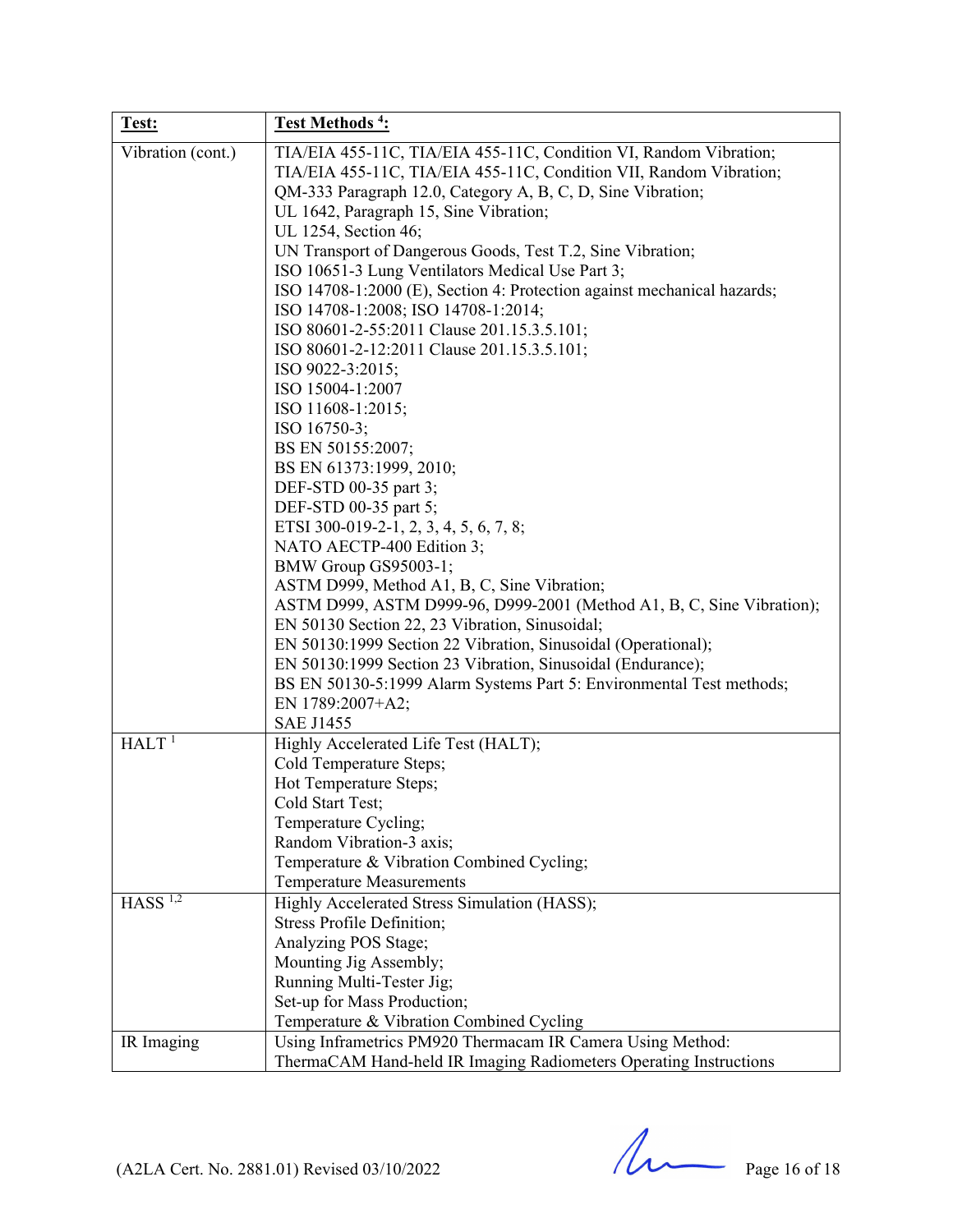| **Test:** | **Test Methods [4]:** |
|---|---|
| Vibration (cont.) | TIA/EIA 455-11C, TIA/EIA 455-11C, Condition VI, Random Vibration;<br>TIA/EIA 455-11C, TIA/EIA 455-11C, Condition VII, Random Vibration;<br>QM-333 Paragraph 12.0, Category A, B, C, D, Sine Vibration;<br>UL 1642, Paragraph 15, Sine Vibration;<br>UL 1254, Section 46;<br>UN Transport of Dangerous Goods, Test T.2, Sine Vibration;<br>ISO 10651-3 Lung Ventilators Medical Use Part 3;<br>ISO 14708-1:2000 (E), Section 4: Protection against mechanical hazards;<br>ISO 14708-1:2008; ISO 14708-1:2014;<br>ISO 80601-2-55:2011 Clause 201.15.3.5.101;<br>ISO 80601-2-12:2011 Clause 201.15.3.5.101;<br>ISO 9022-3:2015;<br>ISO 15004-1:2007<br>ISO 11608-1:2015;<br>ISO 16750-3;<br>BS EN 50155:2007;<br>BS EN 61373:1999, 2010;<br>DEF-STD 00-35 part 3;<br>DEF-STD 00-35 part 5;<br>ETSI 300-019-2-1, 2, 3, 4, 5, 6, 7, 8;<br>NATO AECTP-400 Edition 3;<br>BMW Group GS95003-1;<br>ASTM D999, Method A1, B, C, Sine Vibration;<br>ASTM D999, ASTM D999-96, D999-2001 (Method A1, B, C, Sine Vibration);<br>EN 50130 Section 22, 23 Vibration, Sinusoidal;<br>EN 50130:1999 Section 22 Vibration, Sinusoidal (Operational);<br>EN 50130:1999 Section 23 Vibration, Sinusoidal (Endurance);<br>BS EN 50130-5:1999 Alarm Systems Part 5: Environmental Test methods;<br>EN 1789:2007+A2;<br>SAE J1455 |
| HALT [1] | Highly Accelerated Life Test (HALT);<br>Cold Temperature Steps;<br>Hot Temperature Steps;<br>Cold Start Test;<br>Temperature Cycling;<br>Random Vibration-3 axis;<br>Temperature & Vibration Combined Cycling;<br>Temperature Measurements |
| HASS [1,2] | Highly Accelerated Stress Simulation (HASS);<br>Stress Profile Definition;<br>Analyzing POS Stage;<br>Mounting Jig Assembly;<br>Running Multi-Tester Jig;<br>Set-up for Mass Production;<br>Temperature & Vibration Combined Cycling |
| IR Imaging | Using Inframetrics PM920 Thermacam IR Camera Using Method:<br>ThermaCAM Hand-held IR Imaging Radiometers Operating Instructions |

(A2LA Cert. No. 2881.01) Revised 03/10/2022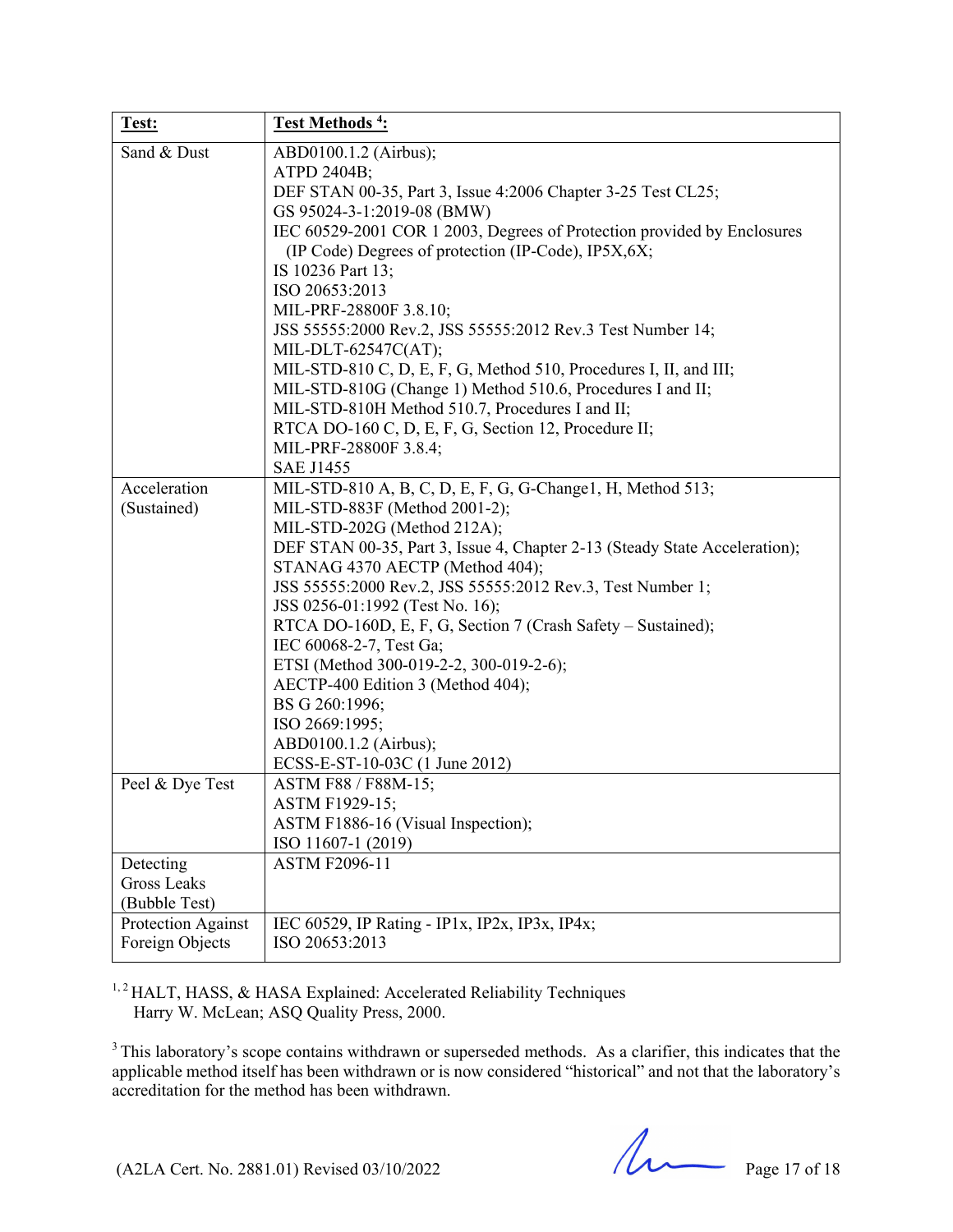| Test: | Test Methods [4]: |
|---|---|
| Sand & Dust | ABD0100.1.2 (Airbus);<br>ATPD 2404B;<br>DEF STAN 00-35, Part 3, Issue 4:2006 Chapter 3-25 Test CL25;<br>GS 95024-3-1:2019-08 (BMW)<br>IEC 60529-2001 COR 1 2003, Degrees of Protection provided by Enclosures (IP Code) Degrees of protection (IP-Code), IP5X,6X;<br>IS 10236 Part 13;<br>ISO 20653:2013<br>MIL-PRF-28800F 3.8.10;<br>JSS 55555:2000 Rev.2, JSS 55555:2012 Rev.3 Test Number 14;<br>MIL-DLT-62547C(AT);<br>MIL-STD-810 C, D, E, F, G, Method 510, Procedures I, II, and III;<br>MIL-STD-810G (Change 1) Method 510.6, Procedures I and II;<br>MIL-STD-810H Method 510.7, Procedures I and II;<br>RTCA DO-160 C, D, E, F, G, Section 12, Procedure II;<br>MIL-PRF-28800F 3.8.4;<br>SAE J1455 |
| Acceleration (Sustained) | MIL-STD-810 A, B, C, D, E, F, G, G-Change1, H, Method 513;<br>MIL-STD-883F (Method 2001-2);<br>MIL-STD-202G (Method 212A);<br>DEF STAN 00-35, Part 3, Issue 4, Chapter 2-13 (Steady State Acceleration);<br>STANAG 4370 AECTP (Method 404);<br>JSS 55555:2000 Rev.2, JSS 55555:2012 Rev.3, Test Number 1;<br>JSS 0256-01:1992 (Test No. 16);<br>RTCA DO-160D, E, F, G, Section 7 (Crash Safety – Sustained);<br>IEC 60068-2-7, Test Ga;<br>ETSI (Method 300-019-2-2, 300-019-2-6);<br>AECTP-400 Edition 3 (Method 404);<br>BS G 260:1996;<br>ISO 2669:1995;<br>ABD0100.1.2 (Airbus);<br>ECSS-E-ST-10-03C (1 June 2012) |
| Peel & Dye Test | ASTM F88 / F88M-15;<br>ASTM F1929-15;<br>ASTM F1886-16 (Visual Inspection);<br>ISO 11607-1 (2019) |
| Detecting Gross Leaks (Bubble Test) | ASTM F2096-11 |
| Protection Against Foreign Objects | IEC 60529, IP Rating - IP1x, IP2x, IP3x, IP4x;<br>ISO 20653:2013 |

[1, 2] HALT, HASS, & HASA Explained: Accelerated Reliability Techniques
Harry W. McLean; ASQ Quality Press, 2000.

[3] This laboratory's scope contains withdrawn or superseded methods. As a clarifier, this indicates that the applicable method itself has been withdrawn or is now considered "historical" and not that the laboratory's accreditation for the method has been withdrawn.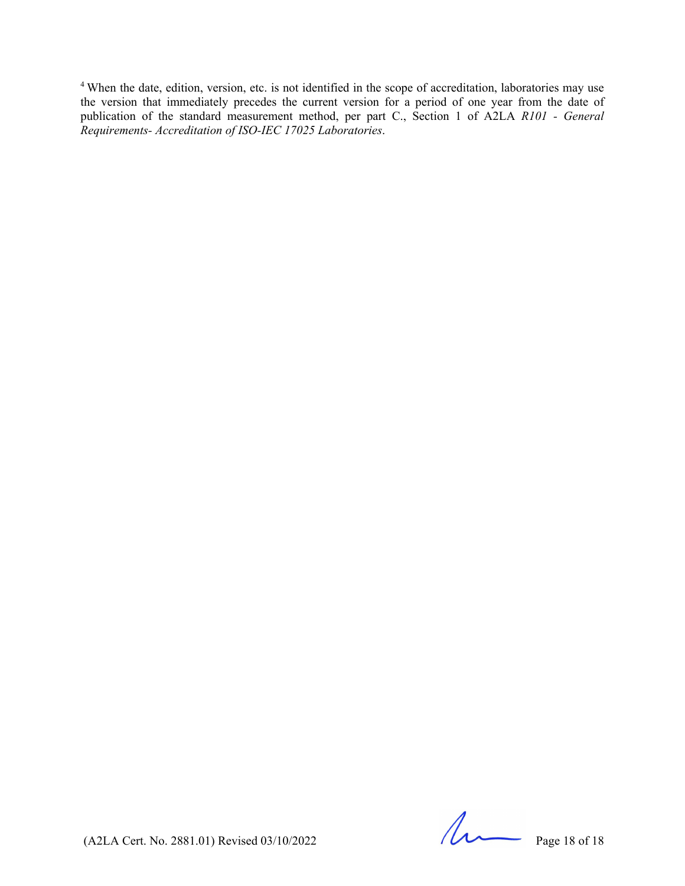[4] When the date, edition, version, etc. is not identified in the scope of accreditation, laboratories may use the version that immediately precedes the current version for a period of one year from the date of publication of the standard measurement method, per part C., Section 1 of A2LA *R101 - General Requirements- Accreditation of ISO-IEC 17025 Laboratories*.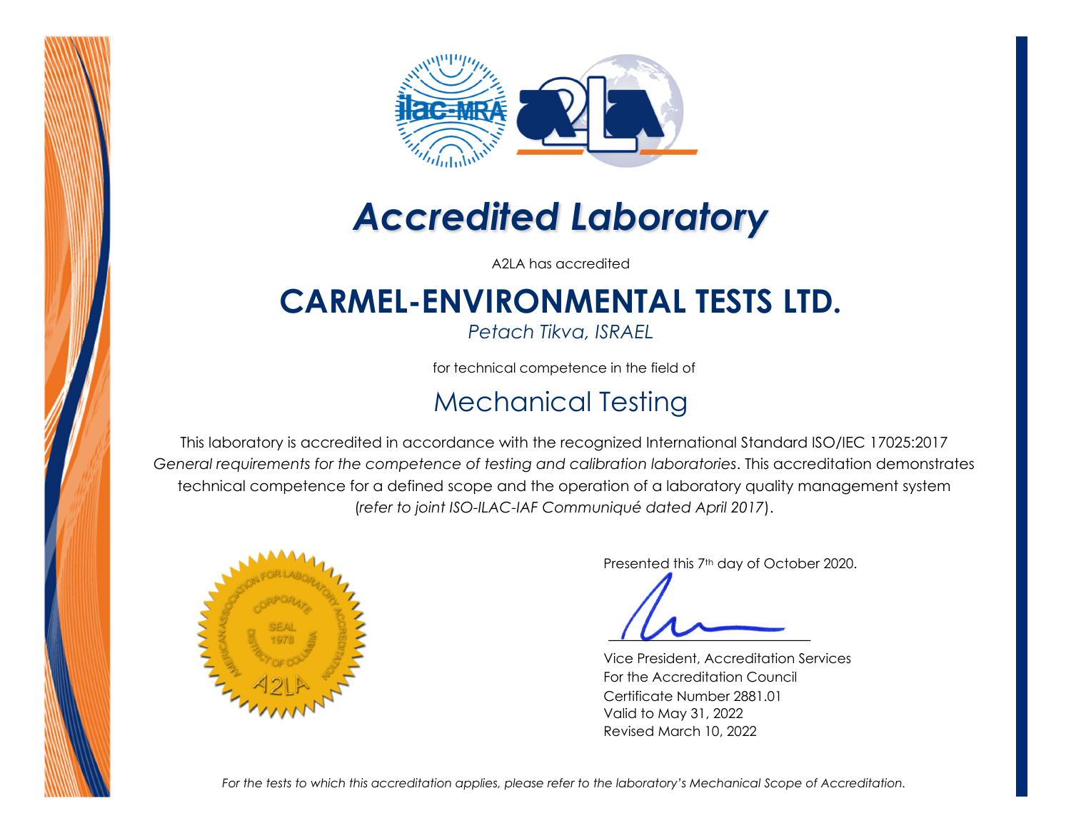# Accredited Laboratory

A2LA has accredited

## CARMEL-ENVIRONMENTAL TESTS LTD.

*Petach Tikva, ISRAEL*

for technical competence in the field of

## Mechanical Testing

This laboratory is accredited in accordance with the recognized International Standard ISO/IEC 17025:2017 *General requirements for the competence of testing and calibration laboratories*. This accreditation demonstrates technical competence for a defined scope and the operation of a laboratory quality management system (*refer to joint ISO-ILAC-IAF Communiqué dated April 2017*).

Presented this 7th day of October 2020.

Vice President, Accreditation Services
For the Accreditation Council
Certificate Number 2881.01
Valid to May 31, 2022
Revised March 10, 2022

*For the tests to which this accreditation applies, please refer to the laboratory's Mechanical Scope of Accreditation.*